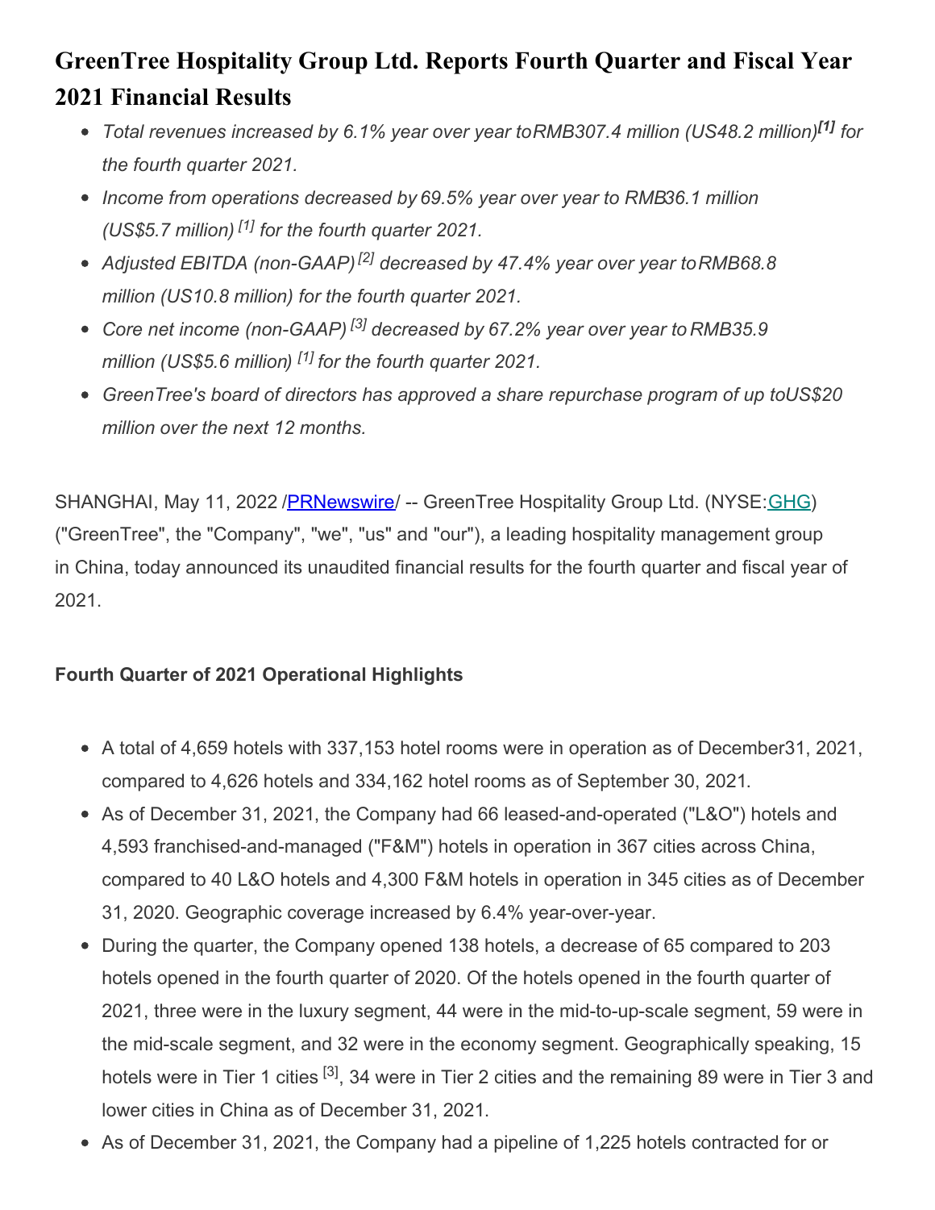# GreenTree Hospitality Group Ltd. Reports Fourth Quarter and Fiscal Year 2021 Financial Results

- *Total revenues increased by 6.1% year over year to RMB307.4 million (US48.2 million)*[1] *for the fourth quarter 2021.*
- *Income from operations decreased by 69.5% year over year to RMB36.1 million (US$5.7 million)* [1] *for the fourth quarter 2021.*
- *Adjusted EBITDA (non-GAAP)* [2] *decreased by 47.4% year over year to RMB68.8 million (US10.8 million) for the fourth quarter 2021.*
- *Core net income (non-GAAP)* [3] *decreased by 67.2% year over year to RMB35.9 million (US$5.6 million)* [1] *for the fourth quarter 2021.*
- *GreenTree's board of directors has approved a share repurchase program of up to US$20 million over the next 12 months.*

SHANGHAI, May 11, 2022 /PRNewswire/ -- GreenTree Hospitality Group Ltd. (NYSE:GHG) ("GreenTree", the "Company", "we", "us" and "our"), a leading hospitality management group in China, today announced its unaudited financial results for the fourth quarter and fiscal year of 2021.

**Fourth Quarter of 2021 Operational Highlights**

- A total of 4,659 hotels with 337,153 hotel rooms were in operation as of December 31, 2021, compared to 4,626 hotels and 334,162 hotel rooms as of September 30, 2021.
- As of December 31, 2021, the Company had 66 leased-and-operated ("L&O") hotels and 4,593 franchised-and-managed ("F&M") hotels in operation in 367 cities across China, compared to 40 L&O hotels and 4,300 F&M hotels in operation in 345 cities as of December 31, 2020. Geographic coverage increased by 6.4% year-over-year.
- During the quarter, the Company opened 138 hotels, a decrease of 65 compared to 203 hotels opened in the fourth quarter of 2020. Of the hotels opened in the fourth quarter of 2021, three were in the luxury segment, 44 were in the mid-to-up-scale segment, 59 were in the mid-scale segment, and 32 were in the economy segment. Geographically speaking, 15 hotels were in Tier 1 cities [3], 34 were in Tier 2 cities and the remaining 89 were in Tier 3 and lower cities in China as of December 31, 2021.
- As of December 31, 2021, the Company had a pipeline of 1,225 hotels contracted for or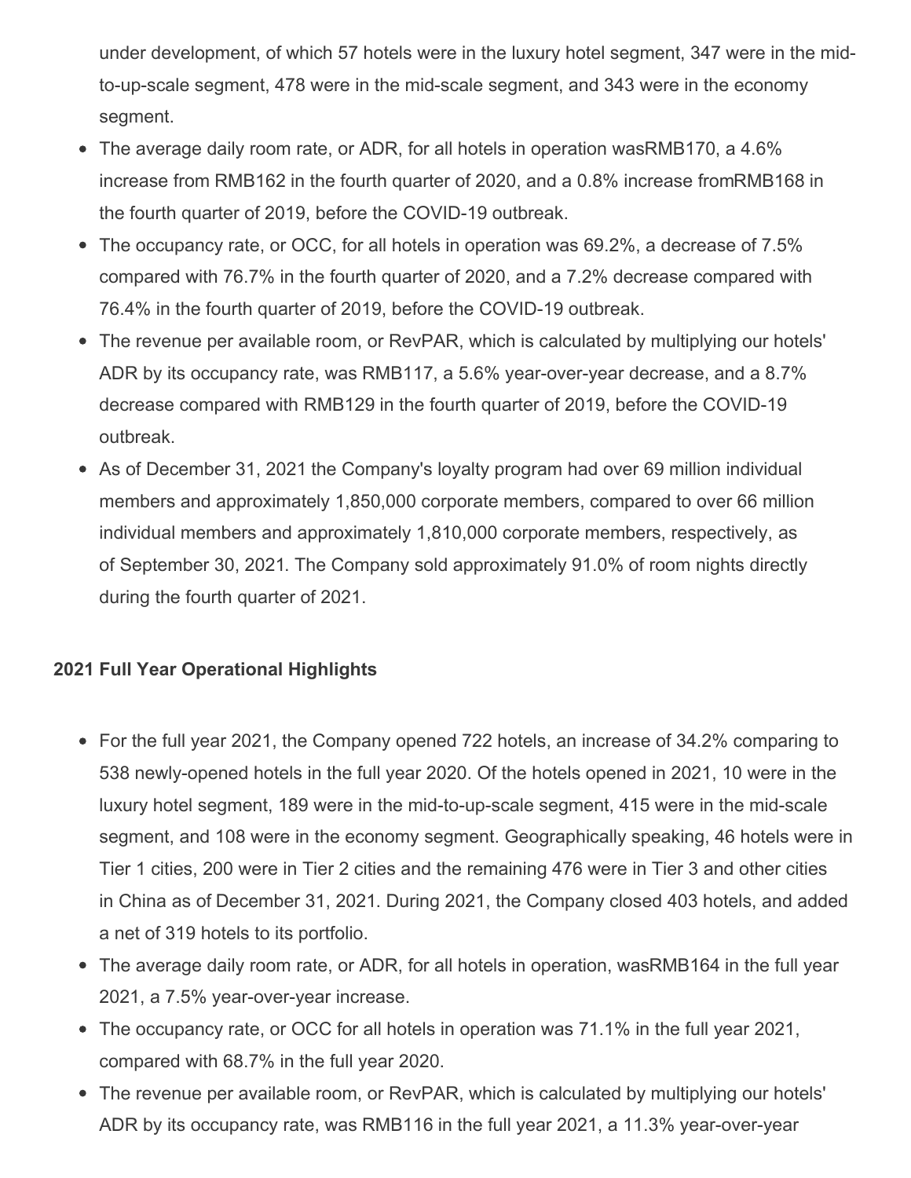under development, of which 57 hotels were in the luxury hotel segment, 347 were in the mid-to-up-scale segment, 478 were in the mid-scale segment, and 343 were in the economy segment.

- The average daily room rate, or ADR, for all hotels in operation wasRMB170, a 4.6% increase from RMB162 in the fourth quarter of 2020, and a 0.8% increase fromRMB168 in the fourth quarter of 2019, before the COVID-19 outbreak.
- The occupancy rate, or OCC, for all hotels in operation was 69.2%, a decrease of 7.5% compared with 76.7% in the fourth quarter of 2020, and a 7.2% decrease compared with 76.4% in the fourth quarter of 2019, before the COVID-19 outbreak.
- The revenue per available room, or RevPAR, which is calculated by multiplying our hotels' ADR by its occupancy rate, was RMB117, a 5.6% year-over-year decrease, and a 8.7% decrease compared with RMB129 in the fourth quarter of 2019, before the COVID-19 outbreak.
- As of December 31, 2021 the Company's loyalty program had over 69 million individual members and approximately 1,850,000 corporate members, compared to over 66 million individual members and approximately 1,810,000 corporate members, respectively, as of September 30, 2021. The Company sold approximately 91.0% of room nights directly during the fourth quarter of 2021.

**2021 Full Year Operational Highlights**

- For the full year 2021, the Company opened 722 hotels, an increase of 34.2% comparing to 538 newly-opened hotels in the full year 2020. Of the hotels opened in 2021, 10 were in the luxury hotel segment, 189 were in the mid-to-up-scale segment, 415 were in the mid-scale segment, and 108 were in the economy segment. Geographically speaking, 46 hotels were in Tier 1 cities, 200 were in Tier 2 cities and the remaining 476 were in Tier 3 and other cities in China as of December 31, 2021. During 2021, the Company closed 403 hotels, and added a net of 319 hotels to its portfolio.
- The average daily room rate, or ADR, for all hotels in operation, wasRMB164 in the full year 2021, a 7.5% year-over-year increase.
- The occupancy rate, or OCC for all hotels in operation was 71.1% in the full year 2021, compared with 68.7% in the full year 2020.
- The revenue per available room, or RevPAR, which is calculated by multiplying our hotels' ADR by its occupancy rate, was RMB116 in the full year 2021, a 11.3% year-over-year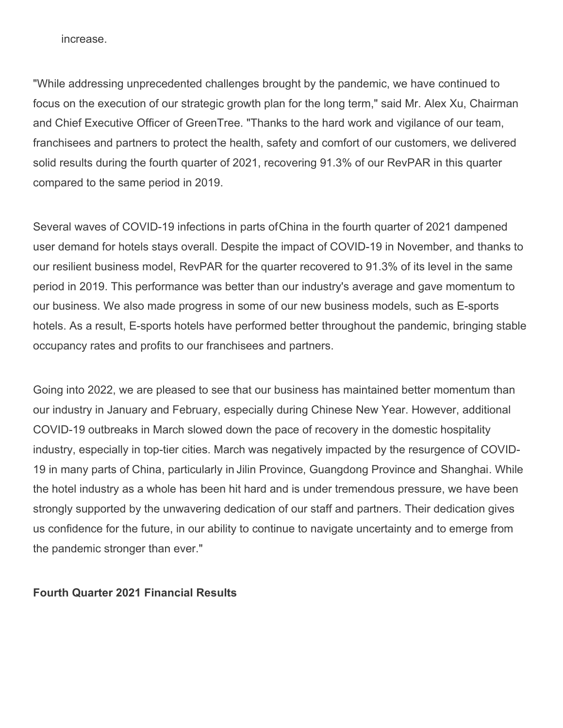increase.

"While addressing unprecedented challenges brought by the pandemic, we have continued to focus on the execution of our strategic growth plan for the long term," said Mr. Alex Xu, Chairman and Chief Executive Officer of GreenTree. "Thanks to the hard work and vigilance of our team, franchisees and partners to protect the health, safety and comfort of our customers, we delivered solid results during the fourth quarter of 2021, recovering 91.3% of our RevPAR in this quarter compared to the same period in 2019.

Several waves of COVID-19 infections in parts of China in the fourth quarter of 2021 dampened user demand for hotels stays overall. Despite the impact of COVID-19 in November, and thanks to our resilient business model, RevPAR for the quarter recovered to 91.3% of its level in the same period in 2019. This performance was better than our industry's average and gave momentum to our business. We also made progress in some of our new business models, such as E-sports hotels. As a result, E-sports hotels have performed better throughout the pandemic, bringing stable occupancy rates and profits to our franchisees and partners.

Going into 2022, we are pleased to see that our business has maintained better momentum than our industry in January and February, especially during Chinese New Year. However, additional COVID-19 outbreaks in March slowed down the pace of recovery in the domestic hospitality industry, especially in top-tier cities. March was negatively impacted by the resurgence of COVID-19 in many parts of China, particularly in Jilin Province, Guangdong Province and Shanghai. While the hotel industry as a whole has been hit hard and is under tremendous pressure, we have been strongly supported by the unwavering dedication of our staff and partners. Their dedication gives us confidence for the future, in our ability to continue to navigate uncertainty and to emerge from the pandemic stronger than ever."

**Fourth Quarter 2021 Financial Results**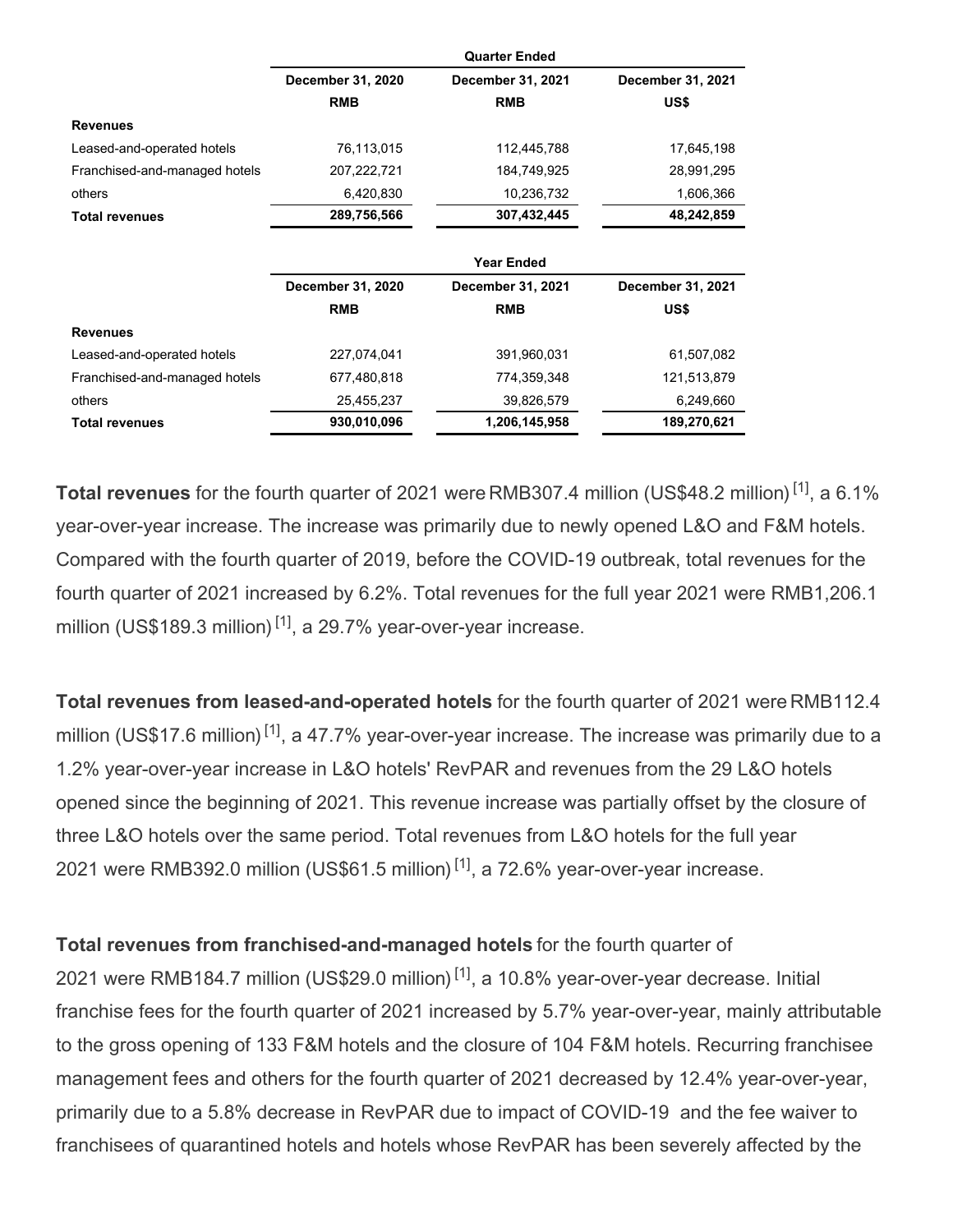| | Quarter Ended | | |
|---|---|---|---|
| | December 31, 2020 | December 31, 2021 | December 31, 2021 |
| | RMB | RMB | US$ |
| **Revenues** | | | |
| Leased-and-operated hotels | 76,113,015 | 112,445,788 | 17,645,198 |
| Franchised-and-managed hotels | 207,222,721 | 184,749,925 | 28,991,295 |
| others | 6,420,830 | 10,236,732 | 1,606,366 |
| **Total revenues** | **289,756,566** | **307,432,445** | **48,242,859** |

| | Year Ended | | |
|---|---|---|---|
| | December 31, 2020 | December 31, 2021 | December 31, 2021 |
| | RMB | RMB | US$ |
| **Revenues** | | | |
| Leased-and-operated hotels | 227,074,041 | 391,960,031 | 61,507,082 |
| Franchised-and-managed hotels | 677,480,818 | 774,359,348 | 121,513,879 |
| others | 25,455,237 | 39,826,579 | 6,249,660 |
| **Total revenues** | **930,010,096** | **1,206,145,958** | **189,270,621** |

**Total revenues** for the fourth quarter of 2021 were RMB307.4 million (US$48.2 million) [1], a 6.1% year-over-year increase. The increase was primarily due to newly opened L&O and F&M hotels. Compared with the fourth quarter of 2019, before the COVID-19 outbreak, total revenues for the fourth quarter of 2021 increased by 6.2%. Total revenues for the full year 2021 were RMB1,206.1 million (US$189.3 million) [1], a 29.7% year-over-year increase.

**Total revenues from leased-and-operated hotels** for the fourth quarter of 2021 were RMB112.4 million (US$17.6 million) [1], a 47.7% year-over-year increase. The increase was primarily due to a 1.2% year-over-year increase in L&O hotels' RevPAR and revenues from the 29 L&O hotels opened since the beginning of 2021. This revenue increase was partially offset by the closure of three L&O hotels over the same period. Total revenues from L&O hotels for the full year 2021 were RMB392.0 million (US$61.5 million) [1], a 72.6% year-over-year increase.

**Total revenues from franchised-and-managed hotels** for the fourth quarter of 2021 were RMB184.7 million (US$29.0 million) [1], a 10.8% year-over-year decrease. Initial franchise fees for the fourth quarter of 2021 increased by 5.7% year-over-year, mainly attributable to the gross opening of 133 F&M hotels and the closure of 104 F&M hotels. Recurring franchisee management fees and others for the fourth quarter of 2021 decreased by 12.4% year-over-year, primarily due to a 5.8% decrease in RevPAR due to impact of COVID-19 and the fee waiver to franchisees of quarantined hotels and hotels whose RevPAR has been severely affected by the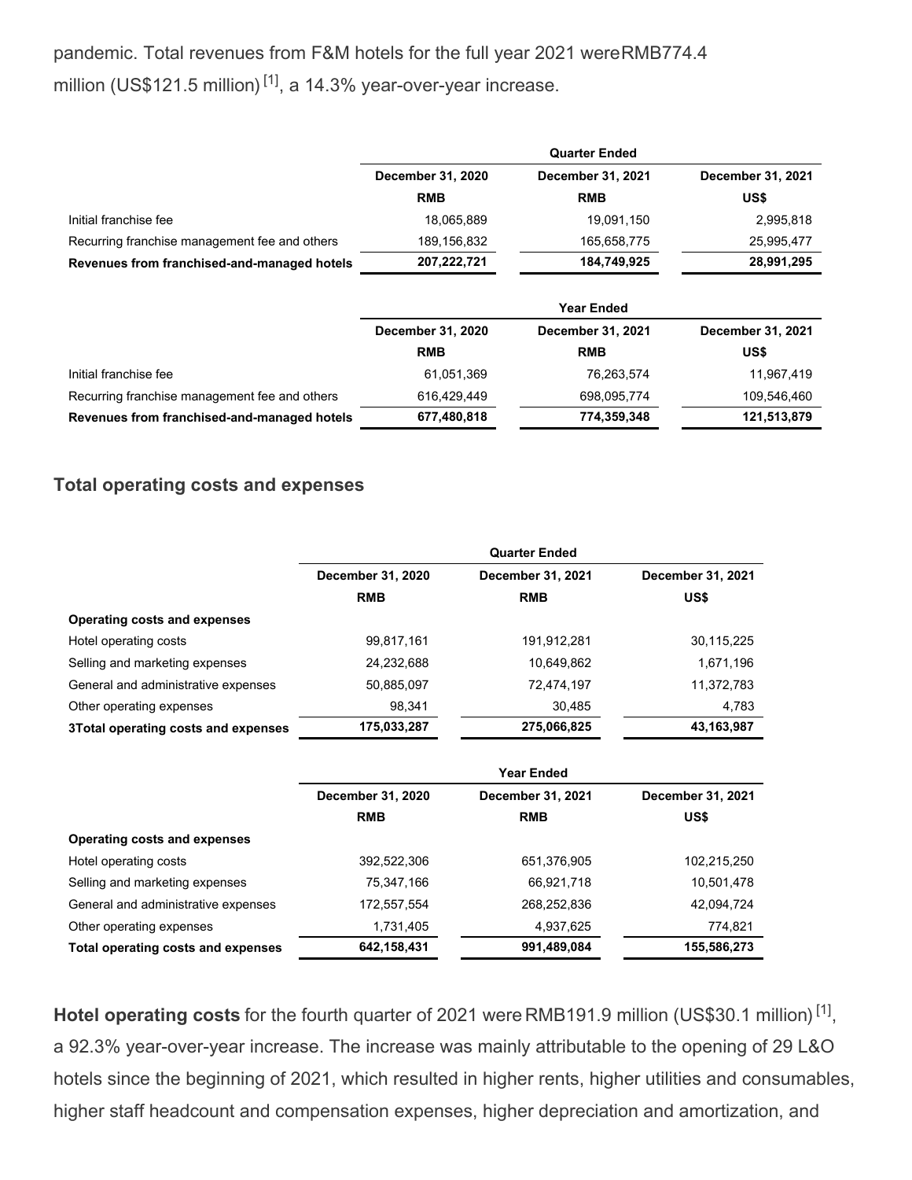pandemic. Total revenues from F&M hotels for the full year 2021 wereRMB774.4 million (US$121.5 million) [1], a 14.3% year-over-year increase.

| | | Quarter Ended | |
|---|---|---|---|
| | December 31, 2020 | December 31, 2021 | December 31, 2021 |
| | RMB | RMB | US$ |
| Initial franchise fee | 18,065,889 | 19,091,150 | 2,995,818 |
| Recurring franchise management fee and others | 189,156,832 | 165,658,775 | 25,995,477 |
| **Revenues from franchised-and-managed hotels** | **207,222,721** | **184,749,925** | **28,991,295** |

| | | Year Ended | |
|---|---|---|---|
| | December 31, 2020 | December 31, 2021 | December 31, 2021 |
| | RMB | RMB | US$ |
| Initial franchise fee | 61,051,369 | 76,263,574 | 11,967,419 |
| Recurring franchise management fee and others | 616,429,449 | 698,095,774 | 109,546,460 |
| **Revenues from franchised-and-managed hotels** | **677,480,818** | **774,359,348** | **121,513,879** |

## Total operating costs and expenses

| | | Quarter Ended | |
|---|---|---|---|
| | December 31, 2020 | December 31, 2021 | December 31, 2021 |
| | RMB | RMB | US$ |
| **Operating costs and expenses** | | | |
| Hotel operating costs | 99,817,161 | 191,912,281 | 30,115,225 |
| Selling and marketing expenses | 24,232,688 | 10,649,862 | 1,671,196 |
| General and administrative expenses | 50,885,097 | 72,474,197 | 11,372,783 |
| Other operating expenses | 98,341 | 30,485 | 4,783 |
| **3Total operating costs and expenses** | **175,033,287** | **275,066,825** | **43,163,987** |

| | | Year Ended | |
|---|---|---|---|
| | December 31, 2020 | December 31, 2021 | December 31, 2021 |
| | RMB | RMB | US$ |
| **Operating costs and expenses** | | | |
| Hotel operating costs | 392,522,306 | 651,376,905 | 102,215,250 |
| Selling and marketing expenses | 75,347,166 | 66,921,718 | 10,501,478 |
| General and administrative expenses | 172,557,554 | 268,252,836 | 42,094,724 |
| Other operating expenses | 1,731,405 | 4,937,625 | 774,821 |
| **Total operating costs and expenses** | **642,158,431** | **991,489,084** | **155,586,273** |

**Hotel operating costs** for the fourth quarter of 2021 were RMB191.9 million (US$30.1 million) [1], a 92.3% year-over-year increase. The increase was mainly attributable to the opening of 29 L&O hotels since the beginning of 2021, which resulted in higher rents, higher utilities and consumables, higher staff headcount and compensation expenses, higher depreciation and amortization, and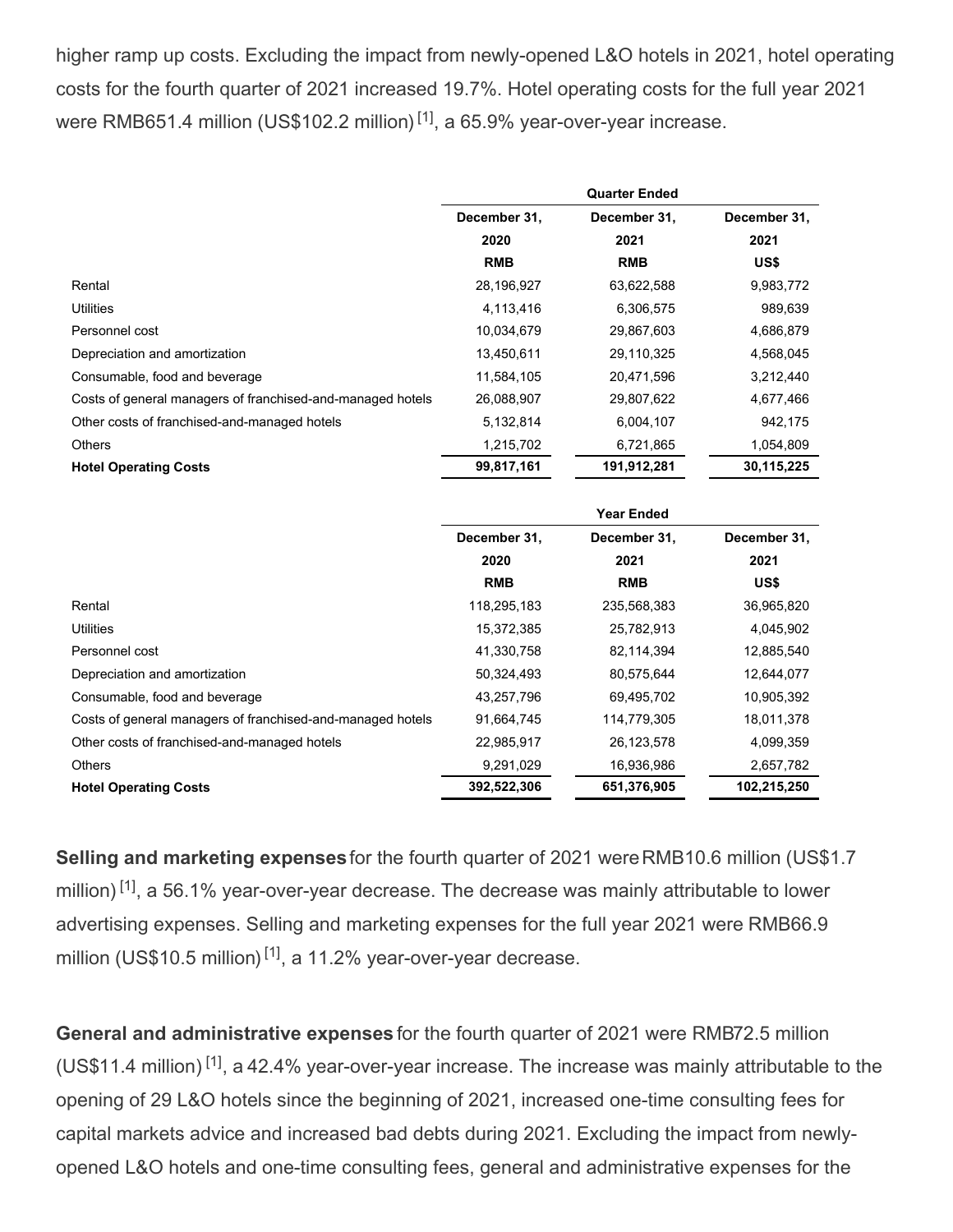higher ramp up costs. Excluding the impact from newly-opened L&O hotels in 2021, hotel operating costs for the fourth quarter of 2021 increased 19.7%. Hotel operating costs for the full year 2021 were RMB651.4 million (US$102.2 million) [1], a 65.9% year-over-year increase.

| | Quarter Ended | | |
|---|---|---|---|
| | December 31, 2020 RMB | December 31, 2021 RMB | December 31, 2021 US$ |
| Rental | 28,196,927 | 63,622,588 | 9,983,772 |
| Utilities | 4,113,416 | 6,306,575 | 989,639 |
| Personnel cost | 10,034,679 | 29,867,603 | 4,686,879 |
| Depreciation and amortization | 13,450,611 | 29,110,325 | 4,568,045 |
| Consumable, food and beverage | 11,584,105 | 20,471,596 | 3,212,440 |
| Costs of general managers of franchised-and-managed hotels | 26,088,907 | 29,807,622 | 4,677,466 |
| Other costs of franchised-and-managed hotels | 5,132,814 | 6,004,107 | 942,175 |
| Others | 1,215,702 | 6,721,865 | 1,054,809 |
| **Hotel Operating Costs** | **99,817,161** | **191,912,281** | **30,115,225** |

| | Year Ended | | |
|---|---|---|---|
| | December 31, 2020 RMB | December 31, 2021 RMB | December 31, 2021 US$ |
| Rental | 118,295,183 | 235,568,383 | 36,965,820 |
| Utilities | 15,372,385 | 25,782,913 | 4,045,902 |
| Personnel cost | 41,330,758 | 82,114,394 | 12,885,540 |
| Depreciation and amortization | 50,324,493 | 80,575,644 | 12,644,077 |
| Consumable, food and beverage | 43,257,796 | 69,495,702 | 10,905,392 |
| Costs of general managers of franchised-and-managed hotels | 91,664,745 | 114,779,305 | 18,011,378 |
| Other costs of franchised-and-managed hotels | 22,985,917 | 26,123,578 | 4,099,359 |
| Others | 9,291,029 | 16,936,986 | 2,657,782 |
| **Hotel Operating Costs** | **392,522,306** | **651,376,905** | **102,215,250** |

**Selling and marketing expenses** for the fourth quarter of 2021 were RMB10.6 million (US$1.7 million) [1], a 56.1% year-over-year decrease. The decrease was mainly attributable to lower advertising expenses. Selling and marketing expenses for the full year 2021 were RMB66.9 million (US$10.5 million) [1], a 11.2% year-over-year decrease.

**General and administrative expenses** for the fourth quarter of 2021 were RMB72.5 million (US$11.4 million) [1], a 42.4% year-over-year increase. The increase was mainly attributable to the opening of 29 L&O hotels since the beginning of 2021, increased one-time consulting fees for capital markets advice and increased bad debts during 2021. Excluding the impact from newly-opened L&O hotels and one-time consulting fees, general and administrative expenses for the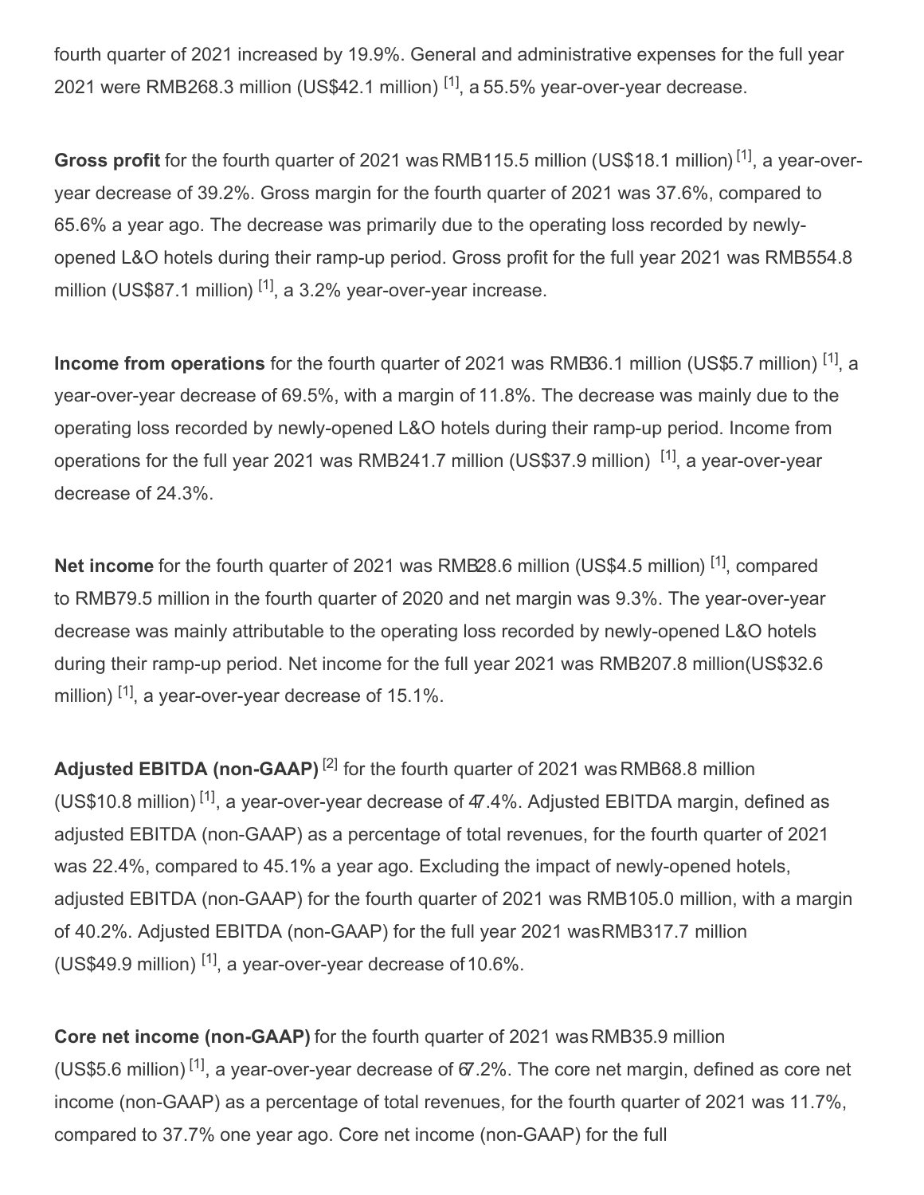fourth quarter of 2021 increased by 19.9%. General and administrative expenses for the full year 2021 were RMB268.3 million (US$42.1 million) [1], a 55.5% year-over-year decrease.

**Gross profit** for the fourth quarter of 2021 was RMB115.5 million (US$18.1 million) [1], a year-over-year decrease of 39.2%. Gross margin for the fourth quarter of 2021 was 37.6%, compared to 65.6% a year ago. The decrease was primarily due to the operating loss recorded by newly-opened L&O hotels during their ramp-up period. Gross profit for the full year 2021 was RMB554.8 million (US$87.1 million) [1], a 3.2% year-over-year increase.

**Income from operations** for the fourth quarter of 2021 was RMB36.1 million (US$5.7 million) [1], a year-over-year decrease of 69.5%, with a margin of 11.8%. The decrease was mainly due to the operating loss recorded by newly-opened L&O hotels during their ramp-up period. Income from operations for the full year 2021 was RMB241.7 million (US$37.9 million) [1], a year-over-year decrease of 24.3%.

**Net income** for the fourth quarter of 2021 was RMB28.6 million (US$4.5 million) [1], compared to RMB79.5 million in the fourth quarter of 2020 and net margin was 9.3%. The year-over-year decrease was mainly attributable to the operating loss recorded by newly-opened L&O hotels during their ramp-up period. Net income for the full year 2021 was RMB207.8 million(US$32.6 million) [1], a year-over-year decrease of 15.1%.

**Adjusted EBITDA (non-GAAP)** [2] for the fourth quarter of 2021 was RMB68.8 million (US$10.8 million) [1], a year-over-year decrease of 47.4%. Adjusted EBITDA margin, defined as adjusted EBITDA (non-GAAP) as a percentage of total revenues, for the fourth quarter of 2021 was 22.4%, compared to 45.1% a year ago. Excluding the impact of newly-opened hotels, adjusted EBITDA (non-GAAP) for the fourth quarter of 2021 was RMB105.0 million, with a margin of 40.2%. Adjusted EBITDA (non-GAAP) for the full year 2021 was RMB317.7 million (US$49.9 million) [1], a year-over-year decrease of 10.6%.

**Core net income (non-GAAP)** for the fourth quarter of 2021 was RMB35.9 million (US$5.6 million) [1], a year-over-year decrease of 67.2%. The core net margin, defined as core net income (non-GAAP) as a percentage of total revenues, for the fourth quarter of 2021 was 11.7%, compared to 37.7% one year ago. Core net income (non-GAAP) for the full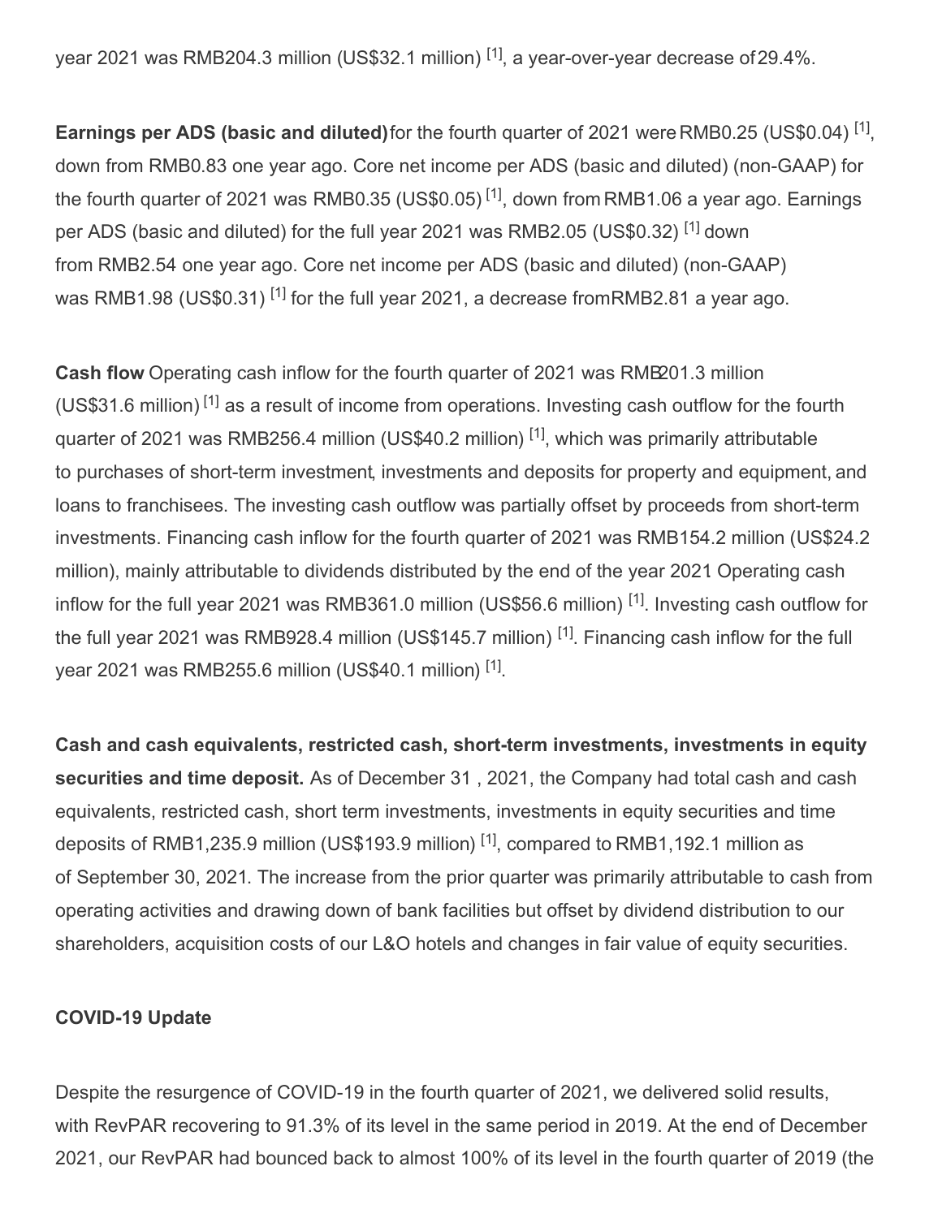year 2021 was RMB204.3 million (US$32.1 million) [1], a year-over-year decrease of 29.4%.

**Earnings per ADS (basic and diluted)** for the fourth quarter of 2021 were RMB0.25 (US$0.04) [1], down from RMB0.83 one year ago. Core net income per ADS (basic and diluted) (non-GAAP) for the fourth quarter of 2021 was RMB0.35 (US$0.05) [1], down from RMB1.06 a year ago. Earnings per ADS (basic and diluted) for the full year 2021 was RMB2.05 (US$0.32) [1] down from RMB2.54 one year ago. Core net income per ADS (basic and diluted) (non-GAAP) was RMB1.98 (US$0.31) [1] for the full year 2021, a decrease from RMB2.81 a year ago.

**Cash flow** Operating cash inflow for the fourth quarter of 2021 was RMB201.3 million (US$31.6 million) [1] as a result of income from operations. Investing cash outflow for the fourth quarter of 2021 was RMB256.4 million (US$40.2 million) [1], which was primarily attributable to purchases of short-term investment, investments and deposits for property and equipment, and loans to franchisees. The investing cash outflow was partially offset by proceeds from short-term investments. Financing cash inflow for the fourth quarter of 2021 was RMB154.2 million (US$24.2 million), mainly attributable to dividends distributed by the end of the year 2021 Operating cash inflow for the full year 2021 was RMB361.0 million (US$56.6 million) [1]. Investing cash outflow for the full year 2021 was RMB928.4 million (US$145.7 million) [1]. Financing cash inflow for the full year 2021 was RMB255.6 million (US$40.1 million) [1].

**Cash and cash equivalents, restricted cash, short-term investments, investments in equity securities and time deposit.** As of December 31 , 2021, the Company had total cash and cash equivalents, restricted cash, short term investments, investments in equity securities and time deposits of RMB1,235.9 million (US$193.9 million) [1], compared to RMB1,192.1 million as of September 30, 2021. The increase from the prior quarter was primarily attributable to cash from operating activities and drawing down of bank facilities but offset by dividend distribution to our shareholders, acquisition costs of our L&O hotels and changes in fair value of equity securities.

**COVID-19 Update**

Despite the resurgence of COVID-19 in the fourth quarter of 2021, we delivered solid results, with RevPAR recovering to 91.3% of its level in the same period in 2019. At the end of December 2021, our RevPAR had bounced back to almost 100% of its level in the fourth quarter of 2019 (the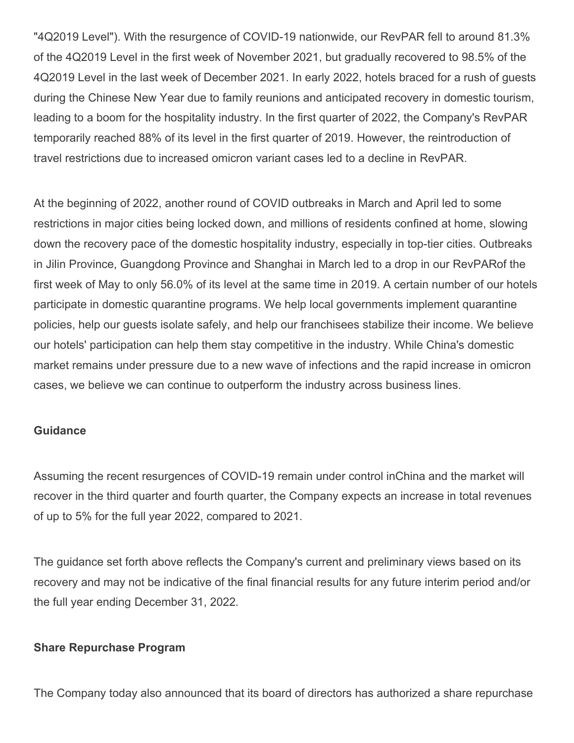"4Q2019 Level"). With the resurgence of COVID-19 nationwide, our RevPAR fell to around 81.3% of the 4Q2019 Level in the first week of November 2021, but gradually recovered to 98.5% of the 4Q2019 Level in the last week of December 2021. In early 2022, hotels braced for a rush of guests during the Chinese New Year due to family reunions and anticipated recovery in domestic tourism, leading to a boom for the hospitality industry. In the first quarter of 2022, the Company's RevPAR temporarily reached 88% of its level in the first quarter of 2019. However, the reintroduction of travel restrictions due to increased omicron variant cases led to a decline in RevPAR.

At the beginning of 2022, another round of COVID outbreaks in March and April led to some restrictions in major cities being locked down, and millions of residents confined at home, slowing down the recovery pace of the domestic hospitality industry, especially in top-tier cities. Outbreaks in Jilin Province, Guangdong Province and Shanghai in March led to a drop in our RevPARof the first week of May to only 56.0% of its level at the same time in 2019. A certain number of our hotels participate in domestic quarantine programs. We help local governments implement quarantine policies, help our guests isolate safely, and help our franchisees stabilize their income. We believe our hotels' participation can help them stay competitive in the industry. While China's domestic market remains under pressure due to a new wave of infections and the rapid increase in omicron cases, we believe we can continue to outperform the industry across business lines.

**Guidance**

Assuming the recent resurgences of COVID-19 remain under control inChina and the market will recover in the third quarter and fourth quarter, the Company expects an increase in total revenues of up to 5% for the full year 2022, compared to 2021.

The guidance set forth above reflects the Company's current and preliminary views based on its recovery and may not be indicative of the final financial results for any future interim period and/or the full year ending December 31, 2022.

**Share Repurchase Program**

The Company today also announced that its board of directors has authorized a share repurchase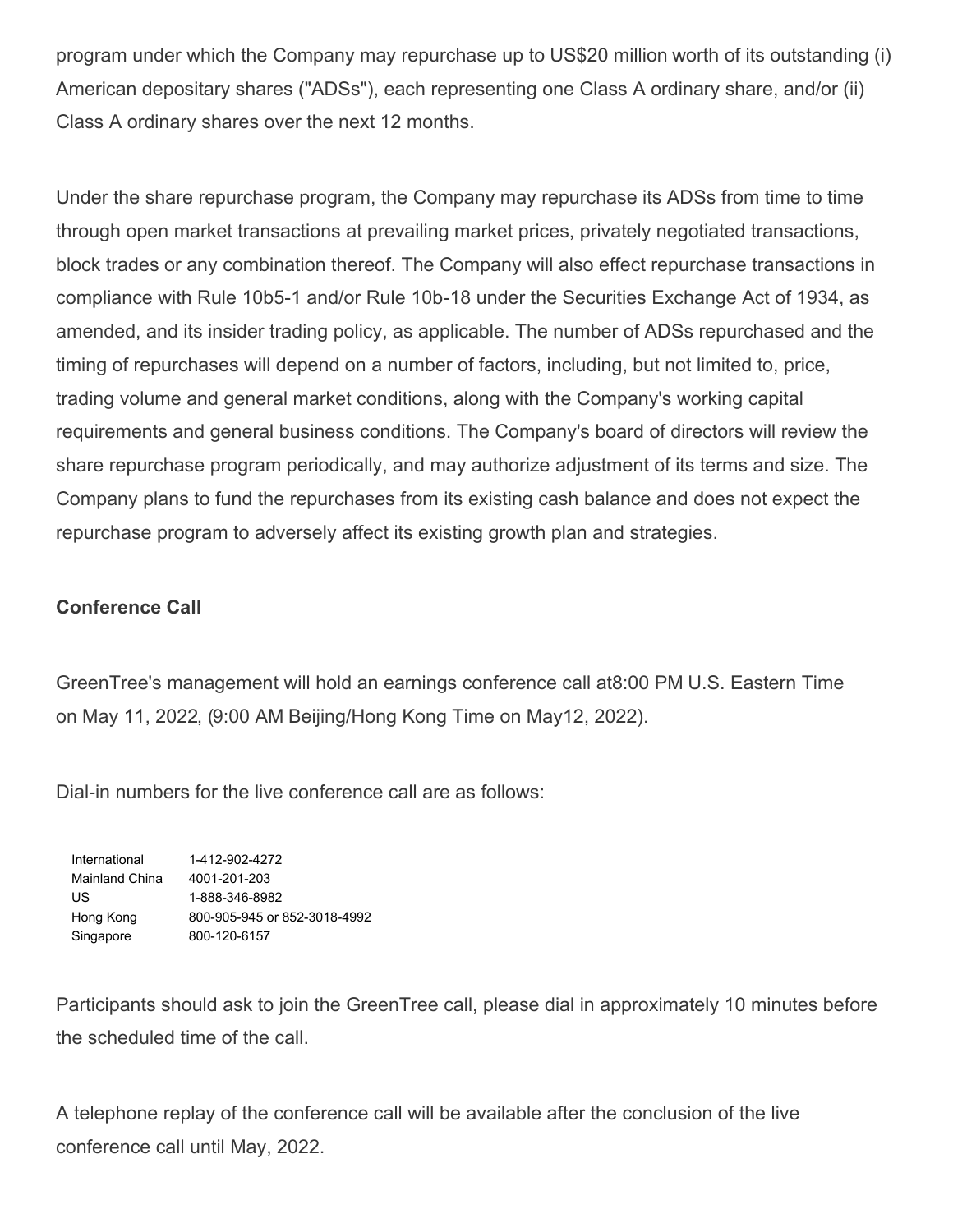program under which the Company may repurchase up to US$20 million worth of its outstanding (i) American depositary shares ("ADSs"), each representing one Class A ordinary share, and/or (ii) Class A ordinary shares over the next 12 months.

Under the share repurchase program, the Company may repurchase its ADSs from time to time through open market transactions at prevailing market prices, privately negotiated transactions, block trades or any combination thereof. The Company will also effect repurchase transactions in compliance with Rule 10b5-1 and/or Rule 10b-18 under the Securities Exchange Act of 1934, as amended, and its insider trading policy, as applicable. The number of ADSs repurchased and the timing of repurchases will depend on a number of factors, including, but not limited to, price, trading volume and general market conditions, along with the Company's working capital requirements and general business conditions. The Company's board of directors will review the share repurchase program periodically, and may authorize adjustment of its terms and size. The Company plans to fund the repurchases from its existing cash balance and does not expect the repurchase program to adversely affect its existing growth plan and strategies.

**Conference Call**

GreenTree's management will hold an earnings conference call at8:00 PM U.S. Eastern Time on May 11, 2022, (9:00 AM Beijing/Hong Kong Time on May12, 2022).

Dial-in numbers for the live conference call are as follows:

| | |
|---|---|
| International | 1-412-902-4272 |
| Mainland China | 4001-201-203 |
| US | 1-888-346-8982 |
| Hong Kong | 800-905-945 or 852-3018-4992 |
| Singapore | 800-120-6157 |

Participants should ask to join the GreenTree call, please dial in approximately 10 minutes before the scheduled time of the call.

A telephone replay of the conference call will be available after the conclusion of the live conference call until May, 2022.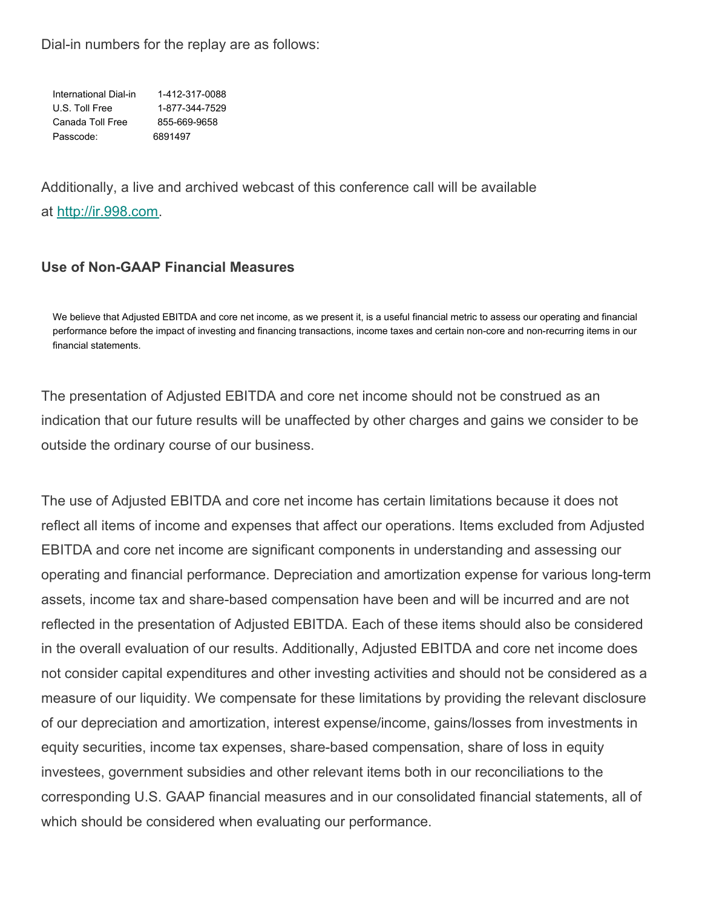Dial-in numbers for the replay are as follows:

| | |
|---|---|
| International Dial-in | 1-412-317-0088 |
| U.S. Toll Free | 1-877-344-7529 |
| Canada Toll Free | 855-669-9658 |
| Passcode: | 6891497 |

Additionally, a live and archived webcast of this conference call will be available at http://ir.998.com.

### Use of Non-GAAP Financial Measures

We believe that Adjusted EBITDA and core net income, as we present it, is a useful financial metric to assess our operating and financial performance before the impact of investing and financing transactions, income taxes and certain non-core and non-recurring items in our financial statements.

The presentation of Adjusted EBITDA and core net income should not be construed as an indication that our future results will be unaffected by other charges and gains we consider to be outside the ordinary course of our business.

The use of Adjusted EBITDA and core net income has certain limitations because it does not reflect all items of income and expenses that affect our operations. Items excluded from Adjusted EBITDA and core net income are significant components in understanding and assessing our operating and financial performance. Depreciation and amortization expense for various long-term assets, income tax and share-based compensation have been and will be incurred and are not reflected in the presentation of Adjusted EBITDA. Each of these items should also be considered in the overall evaluation of our results. Additionally, Adjusted EBITDA and core net income does not consider capital expenditures and other investing activities and should not be considered as a measure of our liquidity. We compensate for these limitations by providing the relevant disclosure of our depreciation and amortization, interest expense/income, gains/losses from investments in equity securities, income tax expenses, share-based compensation, share of loss in equity investees, government subsidies and other relevant items both in our reconciliations to the corresponding U.S. GAAP financial measures and in our consolidated financial statements, all of which should be considered when evaluating our performance.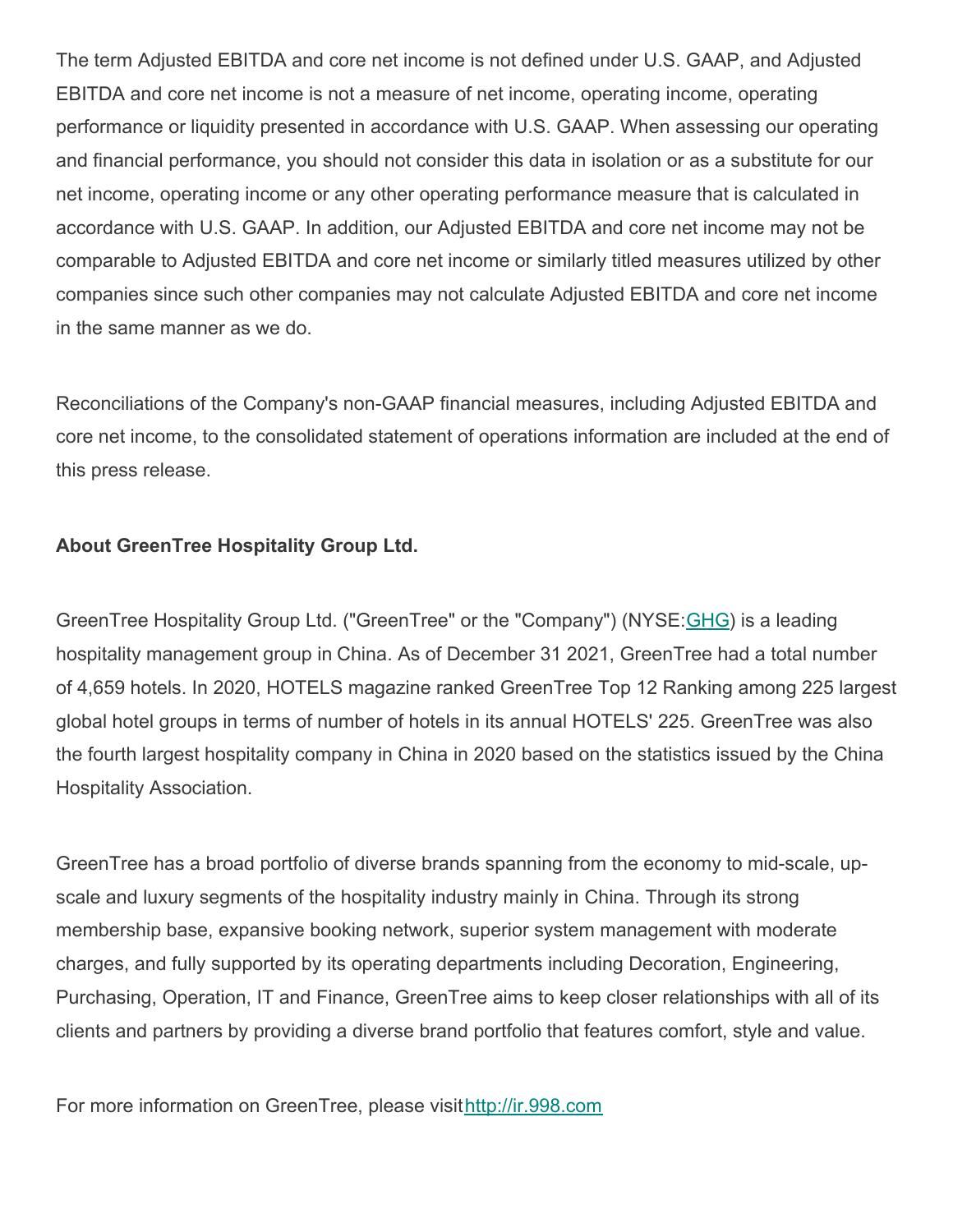The term Adjusted EBITDA and core net income is not defined under U.S. GAAP, and Adjusted EBITDA and core net income is not a measure of net income, operating income, operating performance or liquidity presented in accordance with U.S. GAAP. When assessing our operating and financial performance, you should not consider this data in isolation or as a substitute for our net income, operating income or any other operating performance measure that is calculated in accordance with U.S. GAAP. In addition, our Adjusted EBITDA and core net income may not be comparable to Adjusted EBITDA and core net income or similarly titled measures utilized by other companies since such other companies may not calculate Adjusted EBITDA and core net income in the same manner as we do.

Reconciliations of the Company's non-GAAP financial measures, including Adjusted EBITDA and core net income, to the consolidated statement of operations information are included at the end of this press release.

**About GreenTree Hospitality Group Ltd.**

GreenTree Hospitality Group Ltd. ("GreenTree" or the "Company") (NYSE:GHG) is a leading hospitality management group in China. As of December 31 2021, GreenTree had a total number of 4,659 hotels. In 2020, HOTELS magazine ranked GreenTree Top 12 Ranking among 225 largest global hotel groups in terms of number of hotels in its annual HOTELS' 225. GreenTree was also the fourth largest hospitality company in China in 2020 based on the statistics issued by the China Hospitality Association.

GreenTree has a broad portfolio of diverse brands spanning from the economy to mid-scale, up-scale and luxury segments of the hospitality industry mainly in China. Through its strong membership base, expansive booking network, superior system management with moderate charges, and fully supported by its operating departments including Decoration, Engineering, Purchasing, Operation, IT and Finance, GreenTree aims to keep closer relationships with all of its clients and partners by providing a diverse brand portfolio that features comfort, style and value.

For more information on GreenTree, please visit http://ir.998.com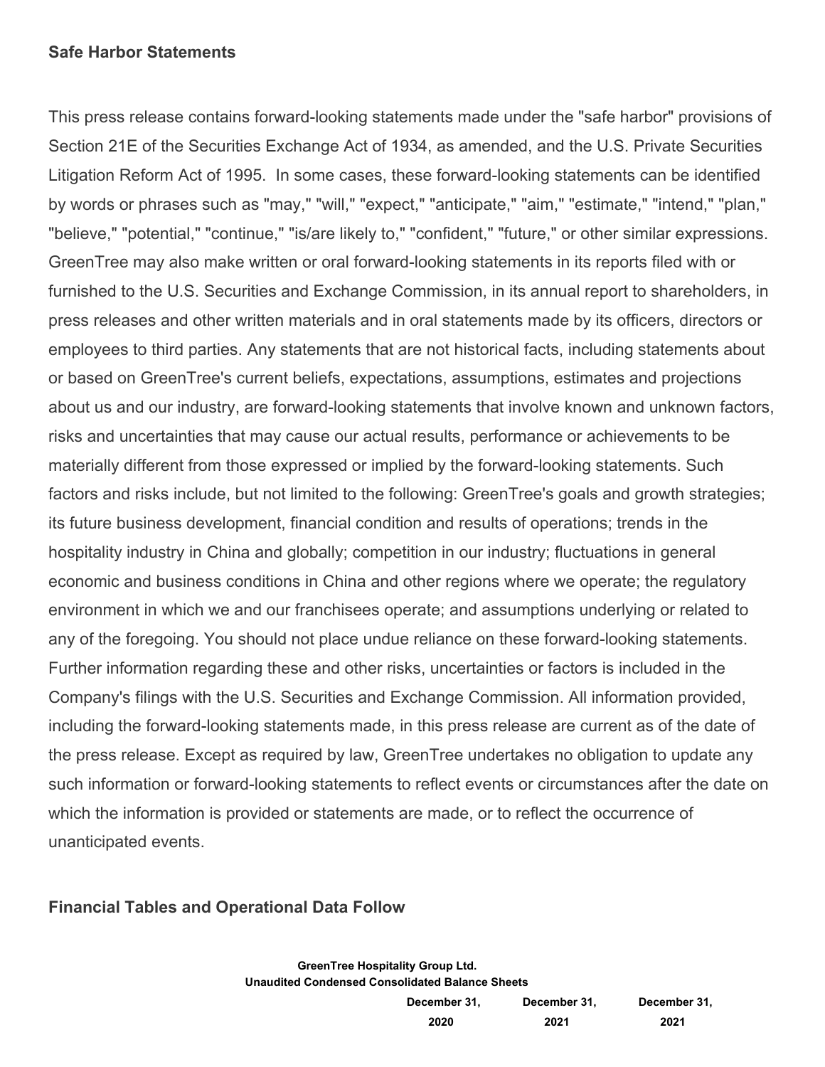## Safe Harbor Statements

This press release contains forward-looking statements made under the "safe harbor" provisions of Section 21E of the Securities Exchange Act of 1934, as amended, and the U.S. Private Securities Litigation Reform Act of 1995. In some cases, these forward-looking statements can be identified by words or phrases such as "may," "will," "expect," "anticipate," "aim," "estimate," "intend," "plan," "believe," "potential," "continue," "is/are likely to," "confident," "future," or other similar expressions. GreenTree may also make written or oral forward-looking statements in its reports filed with or furnished to the U.S. Securities and Exchange Commission, in its annual report to shareholders, in press releases and other written materials and in oral statements made by its officers, directors or employees to third parties. Any statements that are not historical facts, including statements about or based on GreenTree's current beliefs, expectations, assumptions, estimates and projections about us and our industry, are forward-looking statements that involve known and unknown factors, risks and uncertainties that may cause our actual results, performance or achievements to be materially different from those expressed or implied by the forward-looking statements. Such factors and risks include, but not limited to the following: GreenTree's goals and growth strategies; its future business development, financial condition and results of operations; trends in the hospitality industry in China and globally; competition in our industry; fluctuations in general economic and business conditions in China and other regions where we operate; the regulatory environment in which we and our franchisees operate; and assumptions underlying or related to any of the foregoing. You should not place undue reliance on these forward-looking statements. Further information regarding these and other risks, uncertainties or factors is included in the Company's filings with the U.S. Securities and Exchange Commission. All information provided, including the forward-looking statements made, in this press release are current as of the date of the press release. Except as required by law, GreenTree undertakes no obligation to update any such information or forward-looking statements to reflect events or circumstances after the date on which the information is provided or statements are made, or to reflect the occurrence of unanticipated events.

## Financial Tables and Operational Data Follow

**GreenTree Hospitality Group Ltd.**
**Unaudited Condensed Consolidated Balance Sheets**

| | December 31, 2020 | December 31, 2021 | December 31, 2021 |
|---|---|---|---|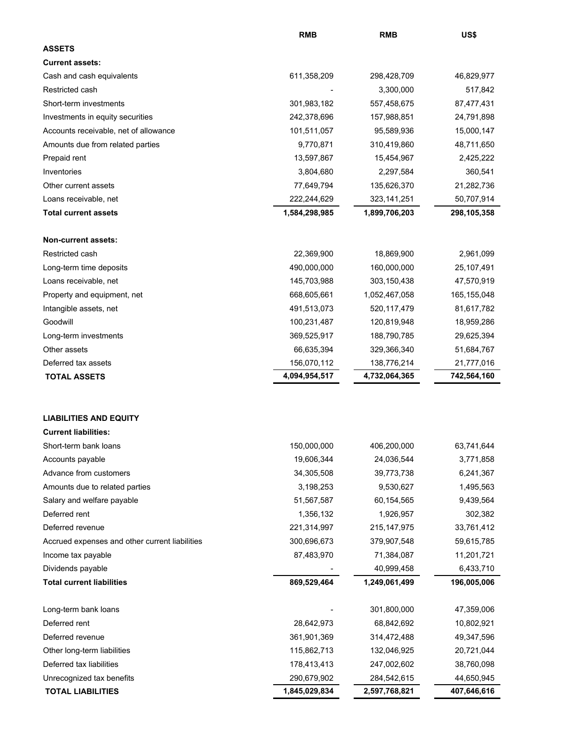| | RMB | RMB | US$ |
|---|---|---|---|
| **ASSETS** | | | |
| **Current assets:** | | | |
| Cash and cash equivalents | 611,358,209 | 298,428,709 | 46,829,977 |
| Restricted cash | - | 3,300,000 | 517,842 |
| Short-term investments | 301,983,182 | 557,458,675 | 87,477,431 |
| Investments in equity securities | 242,378,696 | 157,988,851 | 24,791,898 |
| Accounts receivable, net of allowance | 101,511,057 | 95,589,936 | 15,000,147 |
| Amounts due from related parties | 9,770,871 | 310,419,860 | 48,711,650 |
| Prepaid rent | 13,597,867 | 15,454,967 | 2,425,222 |
| Inventories | 3,804,680 | 2,297,584 | 360,541 |
| Other current assets | 77,649,794 | 135,626,370 | 21,282,736 |
| Loans receivable, net | 222,244,629 | 323,141,251 | 50,707,914 |
| **Total current assets** | **1,584,298,985** | **1,899,706,203** | **298,105,358** |
| | | | |
| **Non-current assets:** | | | |
| Restricted cash | 22,369,900 | 18,869,900 | 2,961,099 |
| Long-term time deposits | 490,000,000 | 160,000,000 | 25,107,491 |
| Loans receivable, net | 145,703,988 | 303,150,438 | 47,570,919 |
| Property and equipment, net | 668,605,661 | 1,052,467,058 | 165,155,048 |
| Intangible assets, net | 491,513,073 | 520,117,479 | 81,617,782 |
| Goodwill | 100,231,487 | 120,819,948 | 18,959,286 |
| Long-term investments | 369,525,917 | 188,790,785 | 29,625,394 |
| Other assets | 66,635,394 | 329,366,340 | 51,684,767 |
| Deferred tax assets | 156,070,112 | 138,776,214 | 21,777,016 |
| **TOTAL ASSETS** | **4,094,954,517** | **4,732,064,365** | **742,564,160** |
| | | | |
| **LIABILITIES AND EQUITY** | | | |
| **Current liabilities:** | | | |
| Short-term bank loans | 150,000,000 | 406,200,000 | 63,741,644 |
| Accounts payable | 19,606,344 | 24,036,544 | 3,771,858 |
| Advance from customers | 34,305,508 | 39,773,738 | 6,241,367 |
| Amounts due to related parties | 3,198,253 | 9,530,627 | 1,495,563 |
| Salary and welfare payable | 51,567,587 | 60,154,565 | 9,439,564 |
| Deferred rent | 1,356,132 | 1,926,957 | 302,382 |
| Deferred revenue | 221,314,997 | 215,147,975 | 33,761,412 |
| Accrued expenses and other current liabilities | 300,696,673 | 379,907,548 | 59,615,785 |
| Income tax payable | 87,483,970 | 71,384,087 | 11,201,721 |
| Dividends payable | - | 40,999,458 | 6,433,710 |
| **Total current liabilities** | **869,529,464** | **1,249,061,499** | **196,005,006** |
| | | | |
| Long-term bank loans | - | 301,800,000 | 47,359,006 |
| Deferred rent | 28,642,973 | 68,842,692 | 10,802,921 |
| Deferred revenue | 361,901,369 | 314,472,488 | 49,347,596 |
| Other long-term liabilities | 115,862,713 | 132,046,925 | 20,721,044 |
| Deferred tax liabilities | 178,413,413 | 247,002,602 | 38,760,098 |
| Unrecognized tax benefits | 290,679,902 | 284,542,615 | 44,650,945 |
| **TOTAL LIABILITIES** | **1,845,029,834** | **2,597,768,821** | **407,646,616** |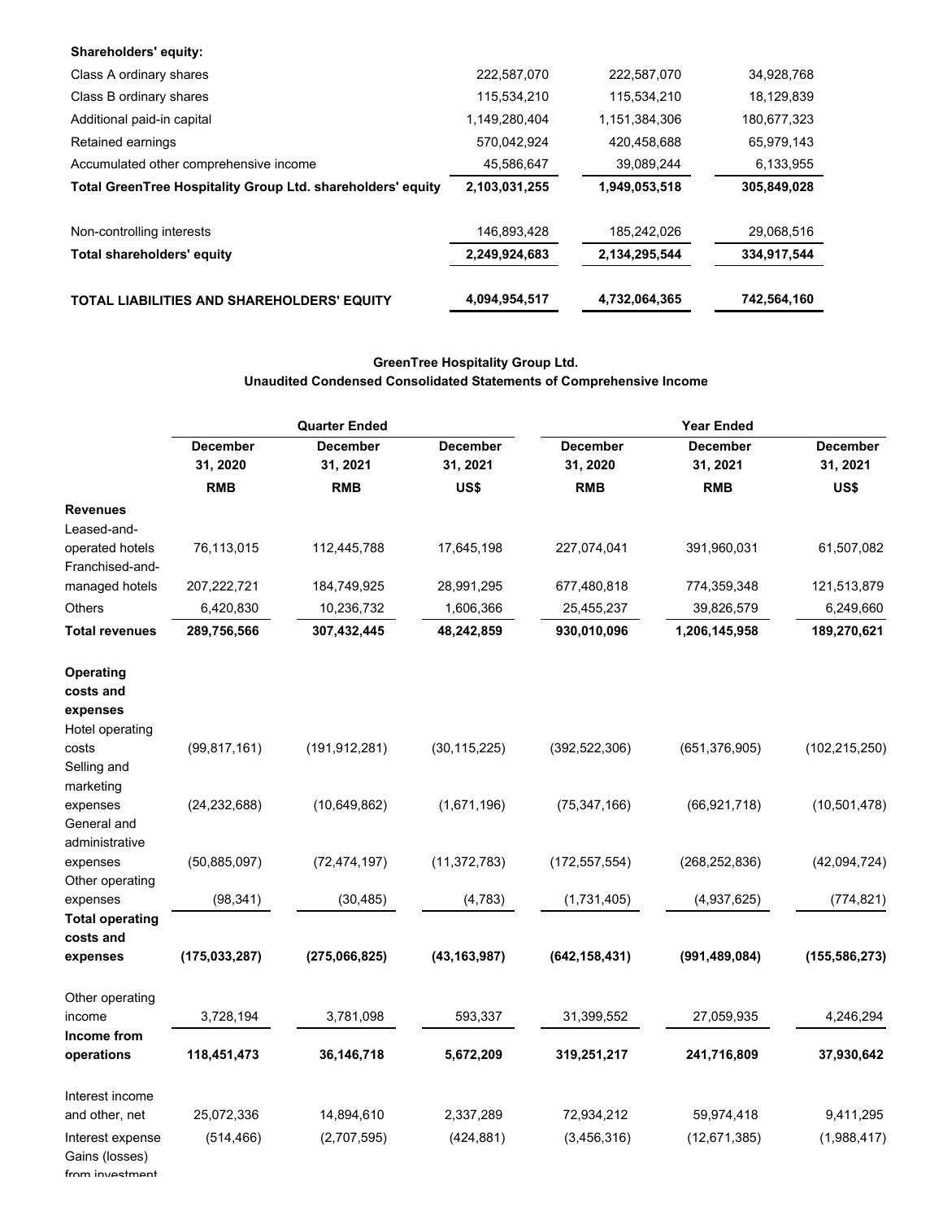| | | | |
|---|---|---|---|
| **Shareholders' equity:** | | | |
| Class A ordinary shares | 222,587,070 | 222,587,070 | 34,928,768 |
| Class B ordinary shares | 115,534,210 | 115,534,210 | 18,129,839 |
| Additional paid-in capital | 1,149,280,404 | 1,151,384,306 | 180,677,323 |
| Retained earnings | 570,042,924 | 420,458,688 | 65,979,143 |
| Accumulated other comprehensive income | 45,586,647 | 39,089,244 | 6,133,955 |
| **Total GreenTree Hospitality Group Ltd. shareholders' equity** | **2,103,031,255** | **1,949,053,518** | **305,849,028** |
| | | | |
| Non-controlling interests | 146,893,428 | 185,242,026 | 29,068,516 |
| **Total shareholders' equity** | **2,249,924,683** | **2,134,295,544** | **334,917,544** |
| | | | |
| **TOTAL LIABILITIES AND SHAREHOLDERS' EQUITY** | **4,094,954,517** | **4,732,064,365** | **742,564,160** |

**GreenTree Hospitality Group Ltd.**
**Unaudited Condensed Consolidated Statements of Comprehensive Income**

| | Quarter Ended | | | Year Ended | | |
|---|---|---|---|---|---|---|
| | December 31, 2020 | December 31, 2021 | December 31, 2021 | December 31, 2020 | December 31, 2021 | December 31, 2021 |
| | RMB | RMB | US$ | RMB | RMB | US$ |
| **Revenues** | | | | | | |
| Leased-and-operated hotels | 76,113,015 | 112,445,788 | 17,645,198 | 227,074,041 | 391,960,031 | 61,507,082 |
| Franchised-and-managed hotels | 207,222,721 | 184,749,925 | 28,991,295 | 677,480,818 | 774,359,348 | 121,513,879 |
| Others | 6,420,830 | 10,236,732 | 1,606,366 | 25,455,237 | 39,826,579 | 6,249,660 |
| **Total revenues** | **289,756,566** | **307,432,445** | **48,242,859** | **930,010,096** | **1,206,145,958** | **189,270,621** |
| | | | | | | |
| **Operating costs and expenses** | | | | | | |
| Hotel operating costs | (99,817,161) | (191,912,281) | (30,115,225) | (392,522,306) | (651,376,905) | (102,215,250) |
| Selling and marketing expenses | (24,232,688) | (10,649,862) | (1,671,196) | (75,347,166) | (66,921,718) | (10,501,478) |
| General and administrative expenses | (50,885,097) | (72,474,197) | (11,372,783) | (172,557,554) | (268,252,836) | (42,094,724) |
| Other operating expenses | (98,341) | (30,485) | (4,783) | (1,731,405) | (4,937,625) | (774,821) |
| **Total operating costs and expenses** | **(175,033,287)** | **(275,066,825)** | **(43,163,987)** | **(642,158,431)** | **(991,489,084)** | **(155,586,273)** |
| | | | | | | |
| Other operating income | 3,728,194 | 3,781,098 | 593,337 | 31,399,552 | 27,059,935 | 4,246,294 |
| **Income from operations** | **118,451,473** | **36,146,718** | **5,672,209** | **319,251,217** | **241,716,809** | **37,930,642** |
| | | | | | | |
| Interest income and other, net | 25,072,336 | 14,894,610 | 2,337,289 | 72,934,212 | 59,974,418 | 9,411,295 |
| Interest expense | (514,466) | (2,707,595) | (424,881) | (3,456,316) | (12,671,385) | (1,988,417) |
| Gains (losses) from investment | | | | | | |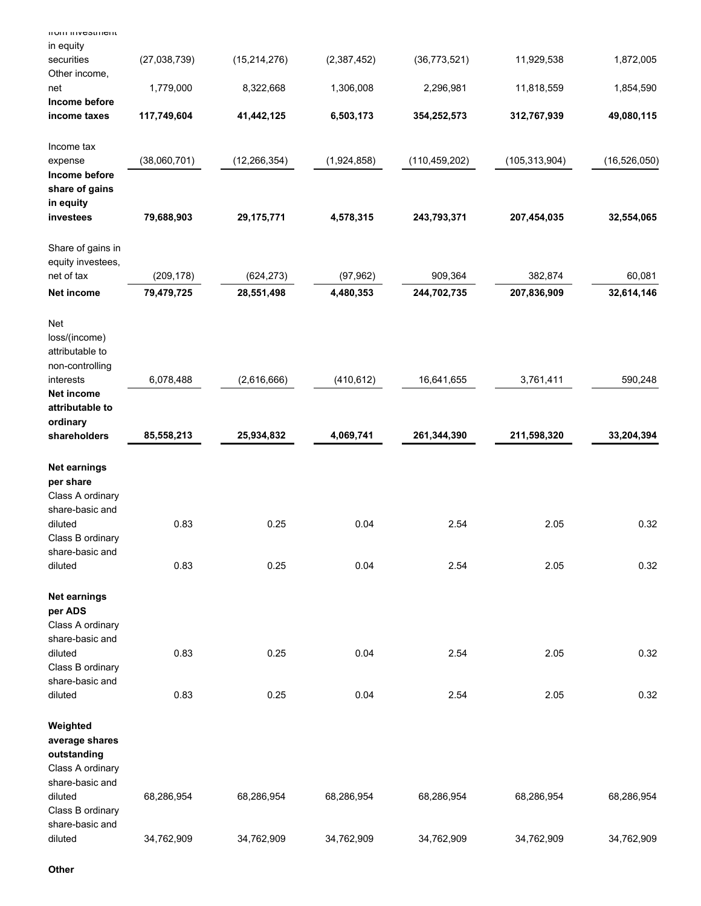| from investment in equity securities | (27,038,739) | (15,214,276) | (2,387,452) | (36,773,521) | 11,929,538 | 1,872,005 |
|---|---|---|---|---|---|---|
| Other income, net | 1,779,000 | 8,322,668 | 1,306,008 | 2,296,981 | 11,818,559 | 1,854,590 |
| **Income before income taxes** | **117,749,604** | **41,442,125** | **6,503,173** | **354,252,573** | **312,767,939** | **49,080,115** |
| Income tax expense | (38,060,701) | (12,266,354) | (1,924,858) | (110,459,202) | (105,313,904) | (16,526,050) |
| **Income before share of gains in equity investees** | **79,688,903** | **29,175,771** | **4,578,315** | **243,793,371** | **207,454,035** | **32,554,065** |
| Share of gains in equity investees, net of tax | (209,178) | (624,273) | (97,962) | 909,364 | 382,874 | 60,081 |
| **Net income** | **79,479,725** | **28,551,498** | **4,480,353** | **244,702,735** | **207,836,909** | **32,614,146** |
| Net loss/(income) attributable to non-controlling interests | 6,078,488 | (2,616,666) | (410,612) | 16,641,655 | 3,761,411 | 590,248 |
| **Net income attributable to ordinary shareholders** | **85,558,213** | **25,934,832** | **4,069,741** | **261,344,390** | **211,598,320** | **33,204,394** |
| **Net earnings per share** | | | | | | |
| Class A ordinary share-basic and diluted | 0.83 | 0.25 | 0.04 | 2.54 | 2.05 | 0.32 |
| Class B ordinary share-basic and diluted | 0.83 | 0.25 | 0.04 | 2.54 | 2.05 | 0.32 |
| **Net earnings per ADS** | | | | | | |
| Class A ordinary share-basic and diluted | 0.83 | 0.25 | 0.04 | 2.54 | 2.05 | 0.32 |
| Class B ordinary share-basic and diluted | 0.83 | 0.25 | 0.04 | 2.54 | 2.05 | 0.32 |
| **Weighted average shares outstanding** | | | | | | |
| Class A ordinary share-basic and diluted | 68,286,954 | 68,286,954 | 68,286,954 | 68,286,954 | 68,286,954 | 68,286,954 |
| Class B ordinary share-basic and diluted | 34,762,909 | 34,762,909 | 34,762,909 | 34,762,909 | 34,762,909 | 34,762,909 |

**Other**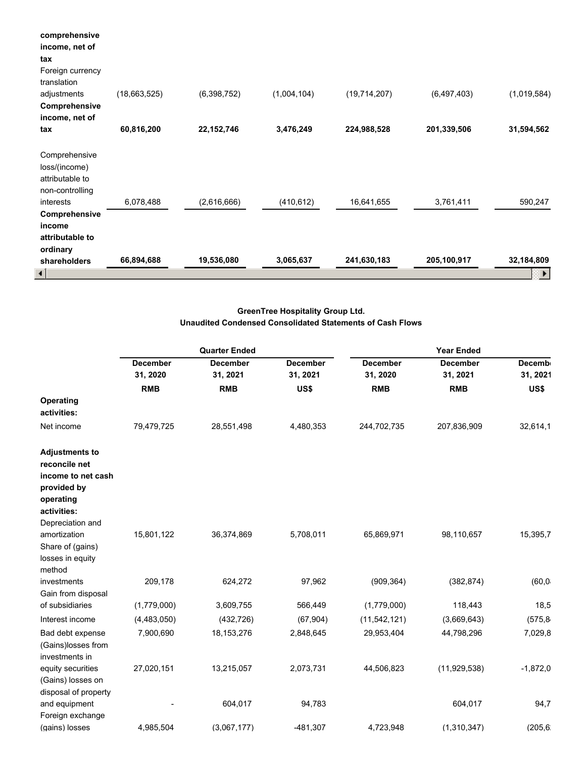| comprehensive income, net of tax | | | | | | |
|---|---|---|---|---|---|---|
| Foreign currency translation adjustments | (18,663,525) | (6,398,752) | (1,004,104) | (19,714,207) | (6,497,403) | (1,019,584) |
| **Comprehensive income, net of tax** | **60,816,200** | **22,152,746** | **3,476,249** | **224,988,528** | **201,339,506** | **31,594,562** |
| Comprehensive loss/(income) attributable to non-controlling interests | 6,078,488 | (2,616,666) | (410,612) | 16,641,655 | 3,761,411 | 590,247 |
| **Comprehensive income attributable to ordinary shareholders** | **66,894,688** | **19,536,080** | **3,065,637** | **241,630,183** | **205,100,917** | **32,184,809** |

**GreenTree Hospitality Group Ltd.**
**Unaudited Condensed Consolidated Statements of Cash Flows**

| | Quarter Ended | | | Year Ended | | |
|---|---|---|---|---|---|---|
| | **December 31, 2020** | **December 31, 2021** | **December 31, 2021** | **December 31, 2020** | **December 31, 2021** | **Decemb 31, 2021** |
| | **RMB** | **RMB** | **US$** | **RMB** | **RMB** | **US$** |
| **Operating activities:** | | | | | | |
| Net income | 79,479,725 | 28,551,498 | 4,480,353 | 244,702,735 | 207,836,909 | 32,614,1 |
| **Adjustments to reconcile net income to net cash provided by operating activities:** | | | | | | |
| Depreciation and amortization | 15,801,122 | 36,374,869 | 5,708,011 | 65,869,971 | 98,110,657 | 15,395,7 |
| Share of (gains) losses in equity method investments | 209,178 | 624,272 | 97,962 | (909,364) | (382,874) | (60,0 |
| Gain from disposal of subsidiaries | (1,779,000) | 3,609,755 | 566,449 | (1,779,000) | 118,443 | 18,5 |
| Interest income | (4,483,050) | (432,726) | (67,904) | (11,542,121) | (3,669,643) | (575,8 |
| Bad debt expense | 7,900,690 | 18,153,276 | 2,848,645 | 29,953,404 | 44,798,296 | 7,029,8 |
| (Gains)losses from investments in equity securities | 27,020,151 | 13,215,057 | 2,073,731 | 44,506,823 | (11,929,538) | -1,872,0 |
| (Gains) losses on disposal of property and equipment | - | 604,017 | 94,783 | | 604,017 | 94,7 |
| Foreign exchange (gains) losses | 4,985,504 | (3,067,177) | -481,307 | 4,723,948 | (1,310,347) | (205,6 |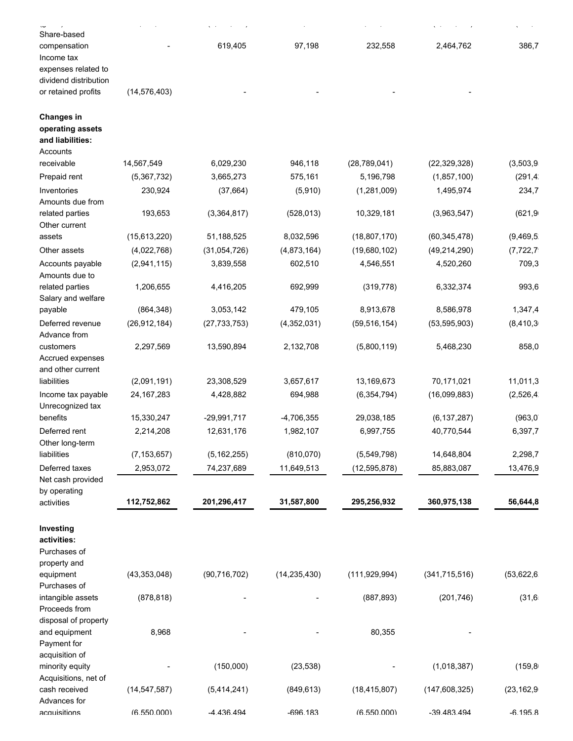| | | | | | | |
|---|---|---|---|---|---|---|
| Share-based compensation | - | 619,405 | 97,198 | 232,558 | 2,464,762 | 386,7 |
| Income tax expenses related to dividend distribution or retained profits | (14,576,403) | - | - | - | - | |
| **Changes in operating assets and liabilities:** | | | | | | |
| Accounts receivable | 14,567,549 | 6,029,230 | 946,118 | (28,789,041) | (22,329,328) | (3,503,9 |
| Prepaid rent | (5,367,732) | 3,665,273 | 575,161 | 5,196,798 | (1,857,100) | (291,4 |
| Inventories | 230,924 | (37,664) | (5,910) | (1,281,009) | 1,495,974 | 234,7 |
| Amounts due from related parties | 193,653 | (3,364,817) | (528,013) | 10,329,181 | (3,963,547) | (621,9 |
| Other current assets | (15,613,220) | 51,188,525 | 8,032,596 | (18,807,170) | (60,345,478) | (9,469,5 |
| Other assets | (4,022,768) | (31,054,726) | (4,873,164) | (19,680,102) | (49,214,290) | (7,722,7 |
| Accounts payable | (2,941,115) | 3,839,558 | 602,510 | 4,546,551 | 4,520,260 | 709,3 |
| Amounts due to related parties | 1,206,655 | 4,416,205 | 692,999 | (319,778) | 6,332,374 | 993,6 |
| Salary and welfare payable | (864,348) | 3,053,142 | 479,105 | 8,913,678 | 8,586,978 | 1,347,4 |
| Deferred revenue | (26,912,184) | (27,733,753) | (4,352,031) | (59,516,154) | (53,595,903) | (8,410,3 |
| Advance from customers | 2,297,569 | 13,590,894 | 2,132,708 | (5,800,119) | 5,468,230 | 858,0 |
| Accrued expenses and other current liabilities | (2,091,191) | 23,308,529 | 3,657,617 | 13,169,673 | 70,171,021 | 11,011,3 |
| Income tax payable | 24,167,283 | 4,428,882 | 694,988 | (6,354,794) | (16,099,883) | (2,526,4 |
| Unrecognized tax benefits | 15,330,247 | -29,991,717 | -4,706,355 | 29,038,185 | (6,137,287) | (963,0 |
| Deferred rent | 2,214,208 | 12,631,176 | 1,982,107 | 6,997,755 | 40,770,544 | 6,397,7 |
| Other long-term liabilities | (7,153,657) | (5,162,255) | (810,070) | (5,549,798) | 14,648,804 | 2,298,7 |
| Deferred taxes | 2,953,072 | 74,237,689 | 11,649,513 | (12,595,878) | 85,883,087 | 13,476,9 |
| Net cash provided by operating activities | **112,752,862** | **201,296,417** | **31,587,800** | **295,256,932** | **360,975,138** | **56,644,8** |
| **Investing activities:** | | | | | | |
| Purchases of property and equipment | (43,353,048) | (90,716,702) | (14,235,430) | (111,929,994) | (341,715,516) | (53,622,6 |
| Purchases of intangible assets | (878,818) | - | - | (887,893) | (201,746) | (31,6 |
| Proceeds from disposal of property and equipment | 8,968 | - | - | 80,355 | - | |
| Payment for acquisition of minority equity | - | (150,000) | (23,538) | - | (1,018,387) | (159,8 |
| Acquisitions, net of cash received | (14,547,587) | (5,414,241) | (849,613) | (18,415,807) | (147,608,325) | (23,162,9 |
| Advances for acquisitions | (6,550,000) | -4,436,494 | -696,183 | (6,550,000) | -39,483,494 | -6,195,8 |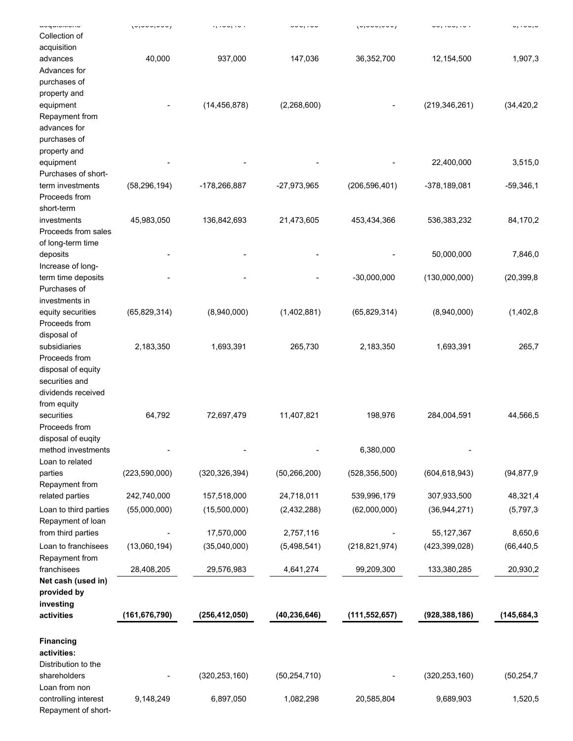| | | | | | | |
|---|---|---|---|---|---|---|
| acquisitions | | | | | | |
| Collection of acquisition advances | 40,000 | 937,000 | 147,036 | 36,352,700 | 12,154,500 | 1,907,3 |
| Advances for purchases of property and equipment | - | (14,456,878) | (2,268,600) | - | (219,346,261) | (34,420,2 |
| Repayment from advances for purchases of property and equipment | - | - | - | - | 22,400,000 | 3,515,0 |
| Purchases of short-term investments | (58,296,194) | -178,266,887 | -27,973,965 | (206,596,401) | -378,189,081 | -59,346,1 |
| Proceeds from short-term investments | 45,983,050 | 136,842,693 | 21,473,605 | 453,434,366 | 536,383,232 | 84,170,2 |
| Proceeds from sales of long-term time deposits | - | - | - | - | 50,000,000 | 7,846,0 |
| Increase of long-term time deposits | - | - | - | -30,000,000 | (130,000,000) | (20,399,8 |
| Purchases of investments in equity securities | (65,829,314) | (8,940,000) | (1,402,881) | (65,829,314) | (8,940,000) | (1,402,8 |
| Proceeds from disposal of subsidiaries | 2,183,350 | 1,693,391 | 265,730 | 2,183,350 | 1,693,391 | 265,7 |
| Proceeds from disposal of equity securities and dividends received from equity securities | 64,792 | 72,697,479 | 11,407,821 | 198,976 | 284,004,591 | 44,566,5 |
| Proceeds from disposal of euqity method investments | - | - | - | 6,380,000 | - | |
| Loan to related parties | (223,590,000) | (320,326,394) | (50,266,200) | (528,356,500) | (604,618,943) | (94,877,9 |
| Repayment from related parties | 242,740,000 | 157,518,000 | 24,718,011 | 539,996,179 | 307,933,500 | 48,321,4 |
| Loan to third parties | (55,000,000) | (15,500,000) | (2,432,288) | (62,000,000) | (36,944,271) | (5,797,3 |
| Repayment of loan from third parties | - | 17,570,000 | 2,757,116 | - | 55,127,367 | 8,650,6 |
| Loan to franchisees | (13,060,194) | (35,040,000) | (5,498,541) | (218,821,974) | (423,399,028) | (66,440,5 |
| Repayment from franchisees | 28,408,205 | 29,576,983 | 4,641,274 | 99,209,300 | 133,380,285 | 20,930,2 |
| **Net cash (used in) provided by investing activities** | **(161,676,790)** | **(256,412,050)** | **(40,236,646)** | **(111,552,657)** | **(928,388,186)** | **(145,684,3** |
| **Financing activities:** | | | | | | |
| Distribution to the shareholders | - | (320,253,160) | (50,254,710) | - | (320,253,160) | (50,254,7 |
| Loan from non controlling interest | 9,148,249 | 6,897,050 | 1,082,298 | 20,585,804 | 9,689,903 | 1,520,5 |
| Repayment of short- | | | | | | |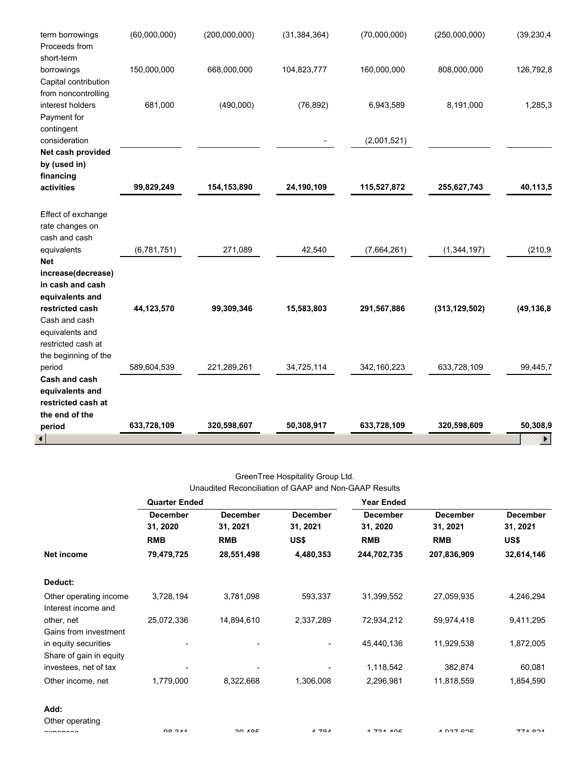| | | | | | | |
|---|---|---|---|---|---|---|
| term borrowings | (60,000,000) | (200,000,000) | (31,384,364) | (70,000,000) | (250,000,000) | (39,230,4 |
| Proceeds from short-term borrowings | 150,000,000 | 668,000,000 | 104,823,777 | 160,000,000 | 808,000,000 | 126,792,8 |
| Capital contribution from noncontrolling interest holders | 681,000 | (490,000) | (76,892) | 6,943,589 | 8,191,000 | 1,285,3 |
| Payment for contingent consideration | | | - | (2,001,521) | | |
| **Net cash provided by (used in) financing activities** | **99,829,249** | **154,153,890** | **24,190,109** | **115,527,872** | **255,627,743** | **40,113,5** |
| Effect of exchange rate changes on cash and cash equivalents | (6,781,751) | 271,089 | 42,540 | (7,664,261) | (1,344,197) | (210,9 |
| **Net increase(decrease) in cash and cash equivalents and restricted cash** | **44,123,570** | **99,309,346** | **15,583,803** | **291,567,886** | **(313,129,502)** | **(49,136,8** |
| Cash and cash equivalents and restricted cash at the beginning of the period | 589,604,539 | 221,289,261 | 34,725,114 | 342,160,223 | 633,728,109 | 99,445,7 |
| **Cash and cash equivalents and restricted cash at the end of the period** | **633,728,109** | **320,598,607** | **50,308,917** | **633,728,109** | **320,598,609** | **50,308,9** |

GreenTree Hospitality Group Ltd.
Unaudited Reconciliation of GAAP and Non-GAAP Results

| | Quarter Ended | | | Year Ended | | |
|---|---|---|---|---|---|---|
| | December 31, 2020 | December 31, 2021 | December 31, 2021 | December 31, 2020 | December 31, 2021 | December 31, 2021 |
| | RMB | RMB | US$ | RMB | RMB | US$ |
| **Net income** | **79,479,725** | **28,551,498** | **4,480,353** | **244,702,735** | **207,836,909** | **32,614,146** |
| **Deduct:** | | | | | | |
| Other operating income | 3,728,194 | 3,781,098 | 593,337 | 31,399,552 | 27,059,935 | 4,246,294 |
| Interest income and other, net | 25,072,336 | 14,894,610 | 2,337,289 | 72,934,212 | 59,974,418 | 9,411,295 |
| Gains from investment in equity securities | - | - | - | 45,440,136 | 11,929,538 | 1,872,005 |
| Share of gain in equity investees, net of tax | - | - | - | 1,118,542 | 382,874 | 60,081 |
| Other income, net | 1,779,000 | 8,322,668 | 1,306,008 | 2,296,981 | 11,818,559 | 1,854,590 |
| **Add:** | | | | | | |
| Other operating expenses | 98,341 | 30,485 | 4,784 | 1,731,405 | 4,937,635 | 774,821 |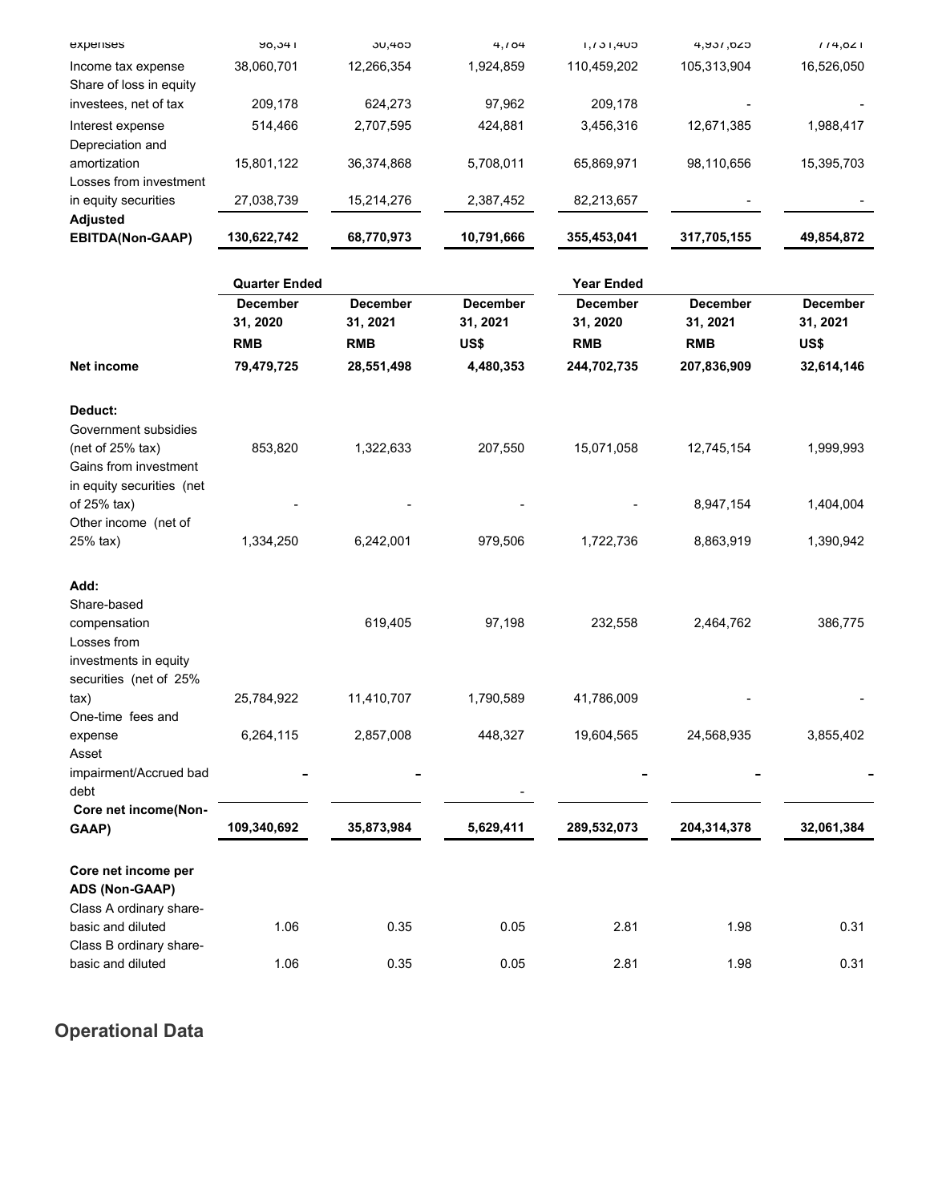| | | | | | | |
|---|---|---|---|---|---|---|
| expenses | 98,341 | 30,485 | 4,784 | 1,731,405 | 4,937,625 | 774,821 |
| Income tax expense | 38,060,701 | 12,266,354 | 1,924,859 | 110,459,202 | 105,313,904 | 16,526,050 |
| Share of loss in equity investees, net of tax | 209,178 | 624,273 | 97,962 | 209,178 | - | - |
| Interest expense | 514,466 | 2,707,595 | 424,881 | 3,456,316 | 12,671,385 | 1,988,417 |
| Depreciation and amortization | 15,801,122 | 36,374,868 | 5,708,011 | 65,869,971 | 98,110,656 | 15,395,703 |
| Losses from investment in equity securities | 27,038,739 | 15,214,276 | 2,387,452 | 82,213,657 | - | - |
| **Adjusted EBITDA(Non-GAAP)** | **130,622,742** | **68,770,973** | **10,791,666** | **355,453,041** | **317,705,155** | **49,854,872** |

| | Quarter Ended | | | Year Ended | | |
|---|---|---|---|---|---|---|
| | December 31, 2020 | December 31, 2021 | December 31, 2021 | December 31, 2020 | December 31, 2021 | December 31, 2021 |
| | RMB | RMB | US$ | RMB | RMB | US$ |
| **Net income** | **79,479,725** | **28,551,498** | **4,480,353** | **244,702,735** | **207,836,909** | **32,614,146** |
| **Deduct:** | | | | | | |
| Government subsidies (net of 25% tax) | 853,820 | 1,322,633 | 207,550 | 15,071,058 | 12,745,154 | 1,999,993 |
| Gains from investment in equity securities (net of 25% tax) | - | - | - | - | 8,947,154 | 1,404,004 |
| Other income (net of 25% tax) | 1,334,250 | 6,242,001 | 979,506 | 1,722,736 | 8,863,919 | 1,390,942 |
| **Add:** | | | | | | |
| Share-based compensation | | 619,405 | 97,198 | 232,558 | 2,464,762 | 386,775 |
| Losses from investments in equity securities (net of 25% tax) | 25,784,922 | 11,410,707 | 1,790,589 | 41,786,009 | - | - |
| One-time fees and expense | 6,264,115 | 2,857,008 | 448,327 | 19,604,565 | 24,568,935 | 3,855,402 |
| Asset impairment/Accrued bad debt | - | - | - | - | - | - |
| **Core net income(Non-GAAP)** | **109,340,692** | **35,873,984** | **5,629,411** | **289,532,073** | **204,314,378** | **32,061,384** |
| **Core net income per ADS (Non-GAAP)** | | | | | | |
| Class A ordinary share-basic and diluted | 1.06 | 0.35 | 0.05 | 2.81 | 1.98 | 0.31 |
| Class B ordinary share-basic and diluted | 1.06 | 0.35 | 0.05 | 2.81 | 1.98 | 0.31 |

## Operational Data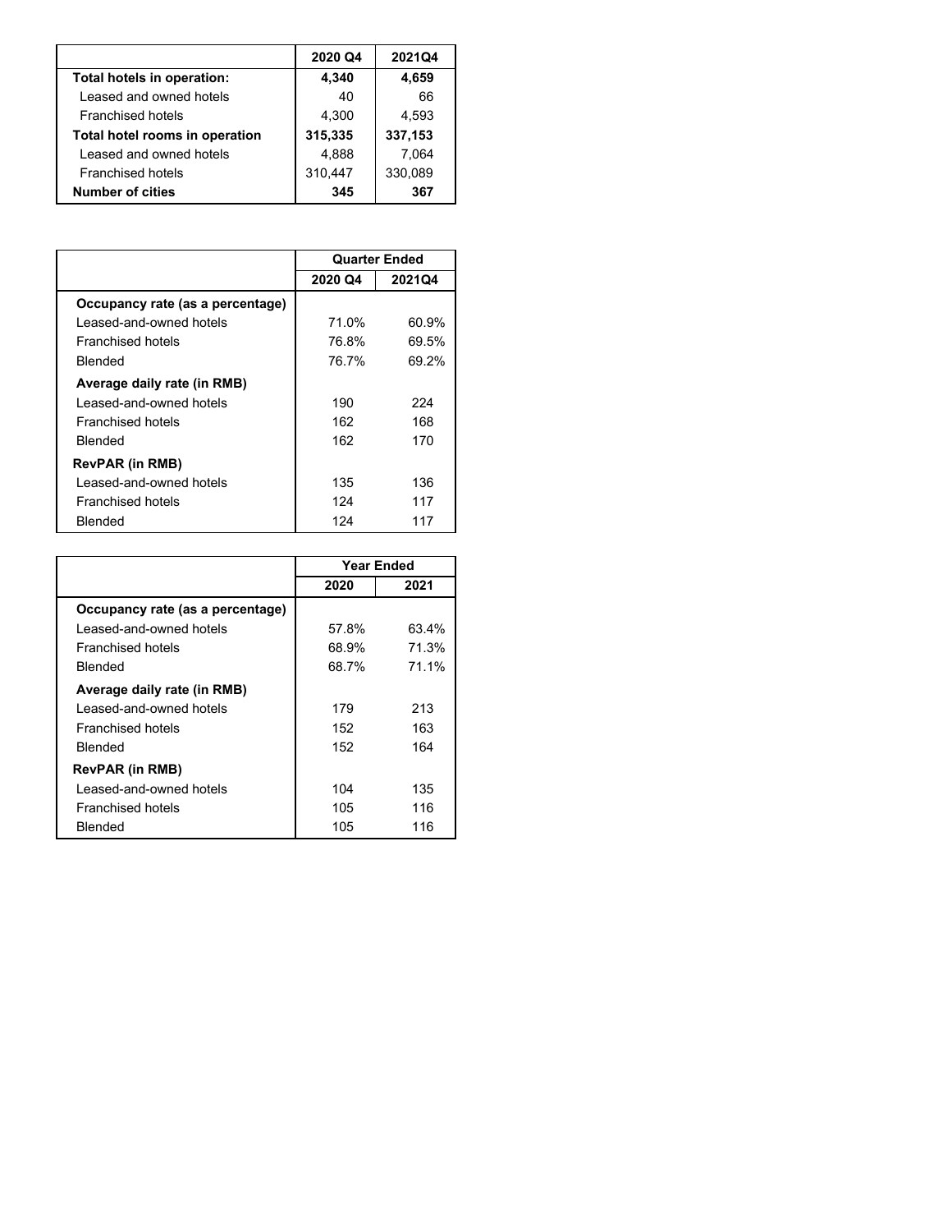| | 2020 Q4 | 2021Q4 |
|---|---|---|
| **Total hotels in operation:** | **4,340** | **4,659** |
| Leased and owned hotels | 40 | 66 |
| Franchised hotels | 4,300 | 4,593 |
| **Total hotel rooms in operation** | **315,335** | **337,153** |
| Leased and owned hotels | 4,888 | 7,064 |
| Franchised hotels | 310,447 | 330,089 |
| **Number of cities** | **345** | **367** |

| | **Quarter Ended** | |
|---|---|---|
| | **2020 Q4** | **2021Q4** |
| **Occupancy rate (as a percentage)** | | |
| Leased-and-owned hotels | 71.0% | 60.9% |
| Franchised hotels | 76.8% | 69.5% |
| Blended | 76.7% | 69.2% |
| **Average daily rate (in RMB)** | | |
| Leased-and-owned hotels | 190 | 224 |
| Franchised hotels | 162 | 168 |
| Blended | 162 | 170 |
| **RevPAR (in RMB)** | | |
| Leased-and-owned hotels | 135 | 136 |
| Franchised hotels | 124 | 117 |
| Blended | 124 | 117 |

| | **Year Ended** | |
|---|---|---|
| | **2020** | **2021** |
| **Occupancy rate (as a percentage)** | | |
| Leased-and-owned hotels | 57.8% | 63.4% |
| Franchised hotels | 68.9% | 71.3% |
| Blended | 68.7% | 71.1% |
| **Average daily rate (in RMB)** | | |
| Leased-and-owned hotels | 179 | 213 |
| Franchised hotels | 152 | 163 |
| Blended | 152 | 164 |
| **RevPAR (in RMB)** | | |
| Leased-and-owned hotels | 104 | 135 |
| Franchised hotels | 105 | 116 |
| Blended | 105 | 116 |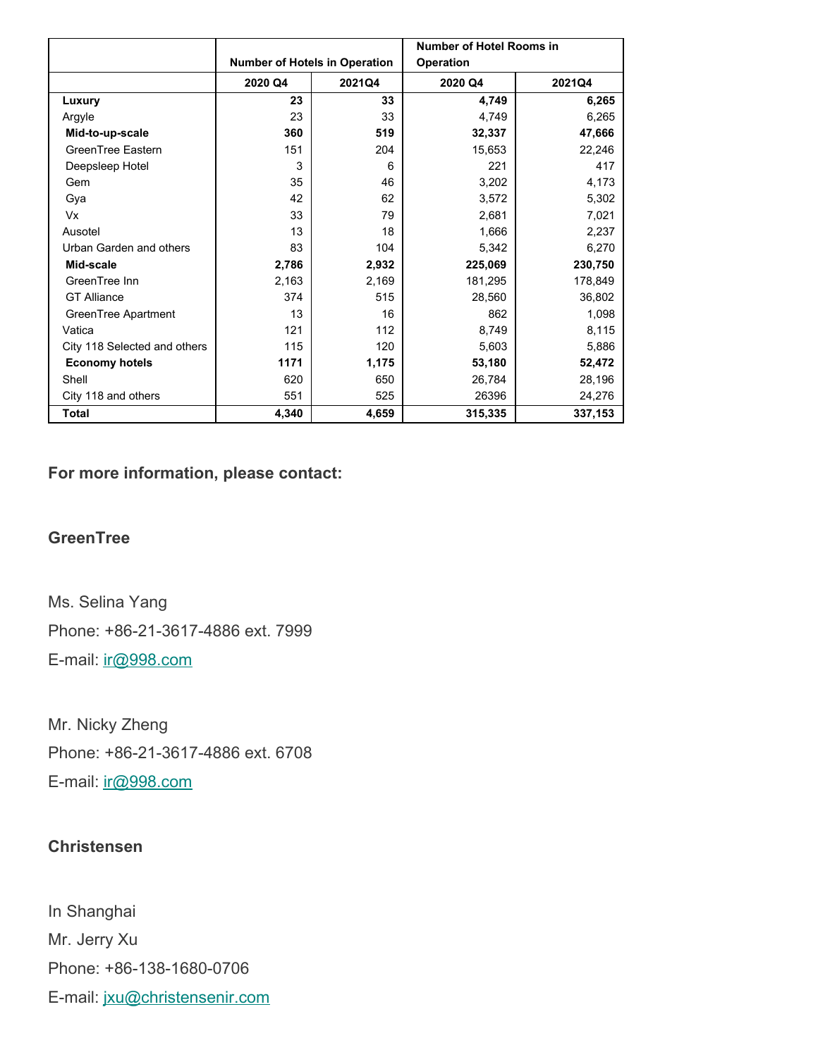| | Number of Hotels in Operation | | Number of Hotel Rooms in Operation | |
|---|---|---|---|---|
| | 2020 Q4 | 2021Q4 | 2020 Q4 | 2021Q4 |
| **Luxury** | **23** | **33** | **4,749** | **6,265** |
| Argyle | 23 | 33 | 4,749 | 6,265 |
| **Mid-to-up-scale** | **360** | **519** | **32,337** | **47,666** |
| GreenTree Eastern | 151 | 204 | 15,653 | 22,246 |
| Deepsleep Hotel | 3 | 6 | 221 | 417 |
| Gem | 35 | 46 | 3,202 | 4,173 |
| Gya | 42 | 62 | 3,572 | 5,302 |
| Vx | 33 | 79 | 2,681 | 7,021 |
| Ausotel | 13 | 18 | 1,666 | 2,237 |
| Urban Garden and others | 83 | 104 | 5,342 | 6,270 |
| **Mid-scale** | **2,786** | **2,932** | **225,069** | **230,750** |
| GreenTree Inn | 2,163 | 2,169 | 181,295 | 178,849 |
| GT Alliance | 374 | 515 | 28,560 | 36,802 |
| GreenTree Apartment | 13 | 16 | 862 | 1,098 |
| Vatica | 121 | 112 | 8,749 | 8,115 |
| City 118 Selected and others | 115 | 120 | 5,603 | 5,886 |
| **Economy hotels** | **1171** | **1,175** | **53,180** | **52,472** |
| Shell | 620 | 650 | 26,784 | 28,196 |
| City 118 and others | 551 | 525 | 26396 | 24,276 |
| **Total** | **4,340** | **4,659** | **315,335** | **337,153** |

**For more information, please contact:**

**GreenTree**

Ms. Selina Yang
Phone: +86-21-3617-4886 ext. 7999
E-mail: ir@998.com

Mr. Nicky Zheng
Phone: +86-21-3617-4886 ext. 6708
E-mail: ir@998.com

**Christensen**

In Shanghai
Mr. Jerry Xu
Phone: +86-138-1680-0706
E-mail: jxu@christensenir.com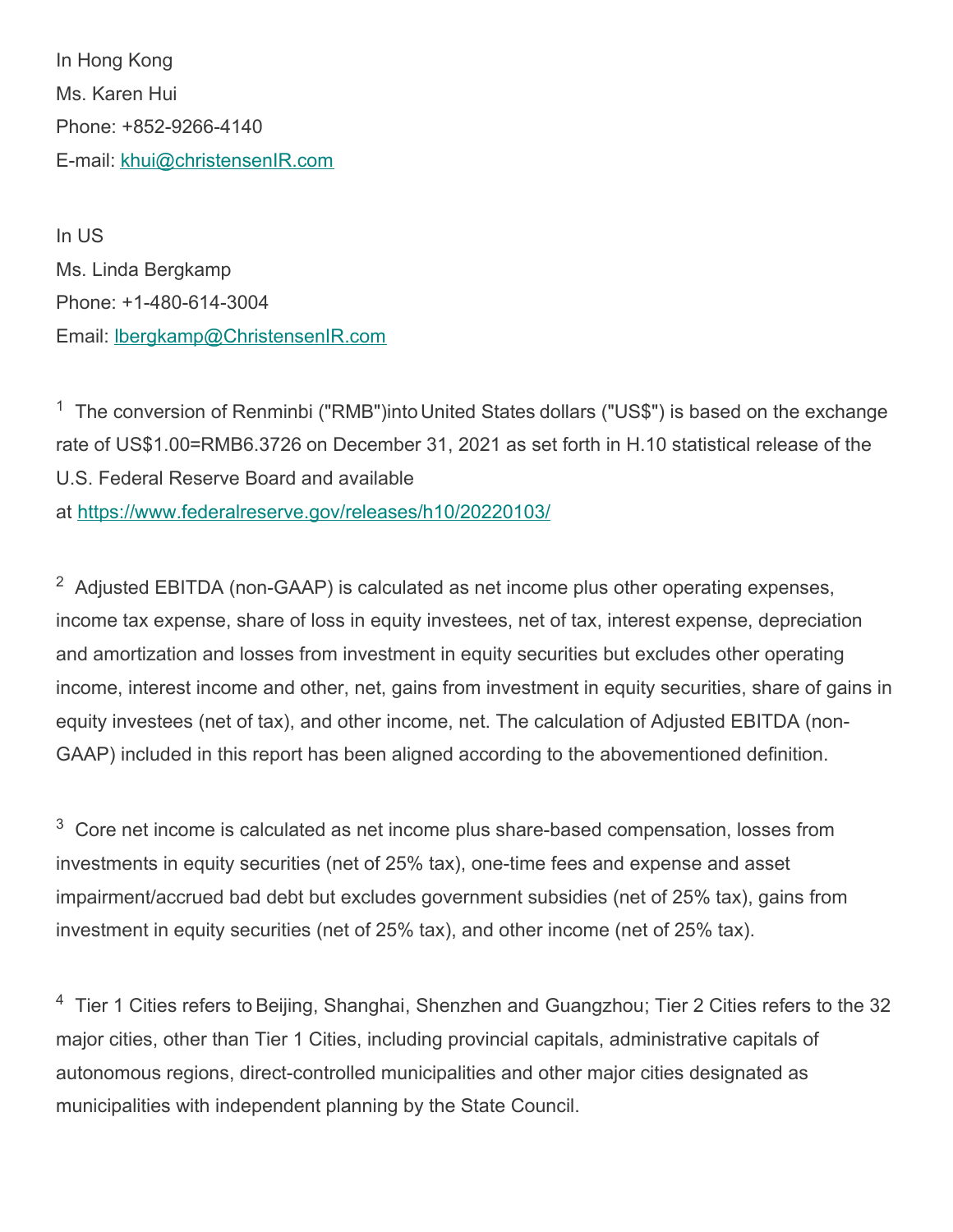In Hong Kong
Ms. Karen Hui
Phone: +852-9266-4140
E-mail: khui@christensenIR.com

In US
Ms. Linda Bergkamp
Phone: +1-480-614-3004
Email: lbergkamp@ChristensenIR.com

[1] The conversion of Renminbi ("RMB")into United States dollars ("US$") is based on the exchange rate of US$1.00=RMB6.3726 on December 31, 2021 as set forth in H.10 statistical release of the U.S. Federal Reserve Board and available at https://www.federalreserve.gov/releases/h10/20220103/

[2] Adjusted EBITDA (non-GAAP) is calculated as net income plus other operating expenses, income tax expense, share of loss in equity investees, net of tax, interest expense, depreciation and amortization and losses from investment in equity securities but excludes other operating income, interest income and other, net, gains from investment in equity securities, share of gains in equity investees (net of tax), and other income, net. The calculation of Adjusted EBITDA (non-GAAP) included in this report has been aligned according to the abovementioned definition.

[3] Core net income is calculated as net income plus share-based compensation, losses from investments in equity securities (net of 25% tax), one-time fees and expense and asset impairment/accrued bad debt but excludes government subsidies (net of 25% tax), gains from investment in equity securities (net of 25% tax), and other income (net of 25% tax).

[4] Tier 1 Cities refers to Beijing, Shanghai, Shenzhen and Guangzhou; Tier 2 Cities refers to the 32 major cities, other than Tier 1 Cities, including provincial capitals, administrative capitals of autonomous regions, direct-controlled municipalities and other major cities designated as municipalities with independent planning by the State Council.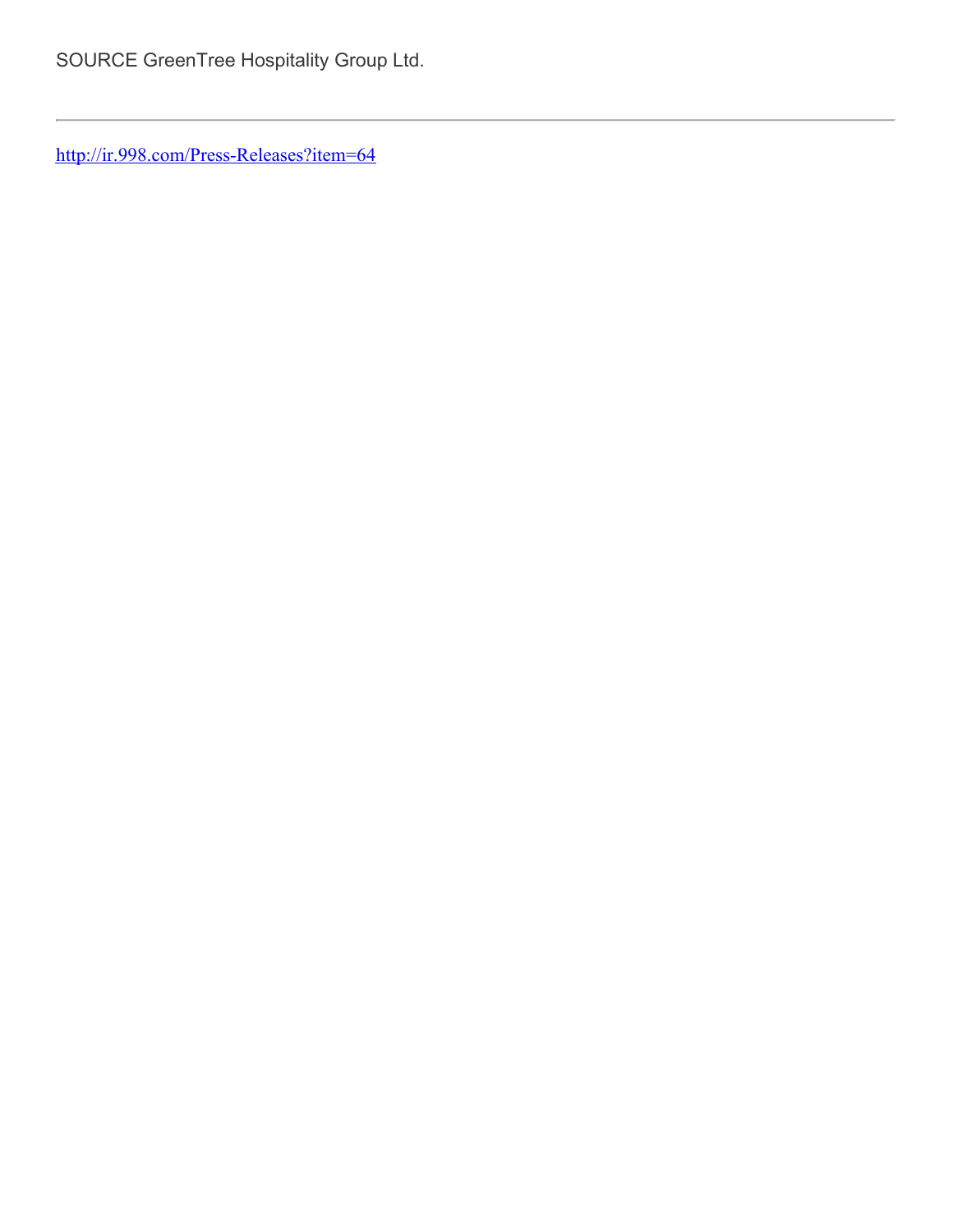SOURCE GreenTree Hospitality Group Ltd.

---

http://ir.998.com/Press-Releases?item=64